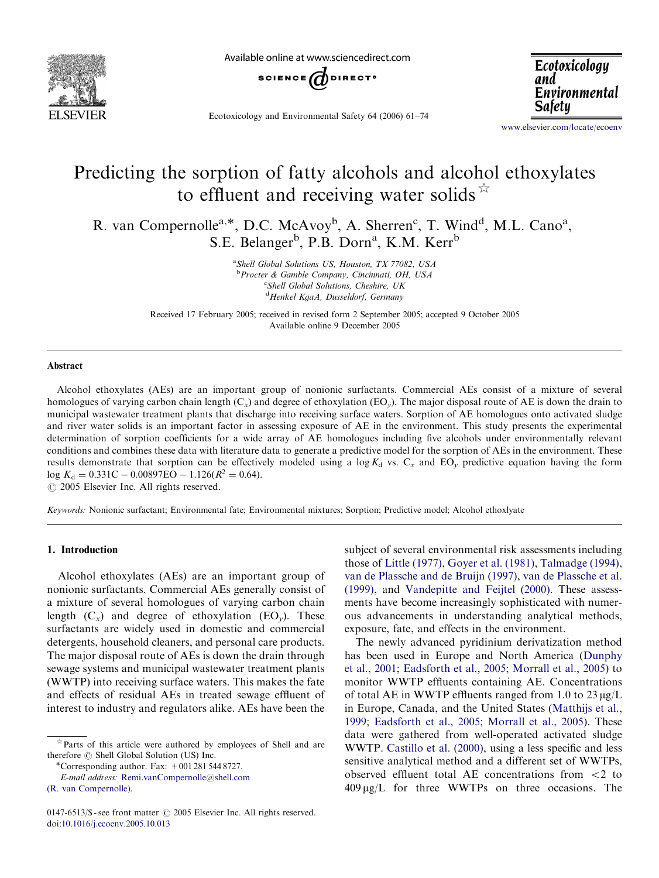# Predicting the sorption of fatty alcohols and alcohol ethoxylates to effluent and receiving water solids[☆]

R. van Compernolle[a,*], D.C. McAvoy[b], A. Sherren[c], T. Wind[d], M.L. Cano[a], S.E. Belanger[b], P.B. Dorn[a], K.M. Kerr[b]

[a] *Shell Global Solutions US, Houston, TX 77082, USA*
[b] *Procter & Gamble Company, Cincinnati, OH, USA*
[c] *Shell Global Solutions, Cheshire, UK*
[d] *Henkel KgaA, Dusseldorf, Germany*

Received 17 February 2005; received in revised form 2 September 2005; accepted 9 October 2005
Available online 9 December 2005

## Abstract

Alcohol ethoxylates (AEs) are an important group of nonionic surfactants. Commercial AEs consist of a mixture of several homologues of varying carbon chain length ($C_x$) and degree of ethoxylation ($EO_y$). The major disposal route of AE is down the drain to municipal wastewater treatment plants that discharge into receiving surface waters. Sorption of AE homologues onto activated sludge and river water solids is an important factor in assessing exposure of AE in the environment. This study presents the experimental determination of sorption coefficients for a wide array of AE homologues including five alcohols under environmentally relevant conditions and combines these data with literature data to generate a predictive model for the sorption of AEs in the environment. These results demonstrate that sorption can be effectively modeled using a $\log K_d$ vs. $C_x$ and $EO_y$ predictive equation having the form $\log K_d = 0.331C - 0.00897EO - 1.126 (R^2 = 0.64)$.

© 2005 Elsevier Inc. All rights reserved.

*Keywords:* Nonionic surfactant; Environmental fate; Environmental mixtures; Sorption; Predictive model; Alcohol ethoxylate

## 1. Introduction

Alcohol ethoxylates (AEs) are an important group of nonionic surfactants. Commercial AEs generally consist of a mixture of several homologues of varying carbon chain length ($C_x$) and degree of ethoxylation ($EO_y$). These surfactants are widely used in domestic and commercial detergents, household cleaners, and personal care products. The major disposal route of AEs is down the drain through sewage systems and municipal wastewater treatment plants (WWTP) into receiving surface waters. This makes the fate and effects of residual AEs in treated sewage effluent of interest to industry and regulators alike. AEs have been the subject of several environmental risk assessments including those of Little (1977), Goyer et al. (1981), Talmadge (1994), van de Plassche and de Bruijn (1997), van de Plassche et al. (1999), and Vandepitte and Feijtel (2000). These assessments have become increasingly sophisticated with numerous advancements in understanding analytical methods, exposure, fate, and effects in the environment.

The newly advanced pyridinium derivatization method has been used in Europe and North America (Dunphy et al., 2001; Eadsforth et al., 2005; Morrall et al., 2005) to monitor WWTP effluents containing AE. Concentrations of total AE in WWTP effluents ranged from 1.0 to 23 μg/L in Europe, Canada, and the United States (Matthijs et al., 1999; Eadsforth et al., 2005; Morrall et al., 2005). These data were gathered from well-operated activated sludge WWTP. Castillo et al. (2000), using a less specific and less sensitive analytical method and a different set of WWTPs, observed effluent total AE concentrations from <2 to 409 μg/L for three WWTPs on three occasions. The

[☆] Parts of this article were authored by employees of Shell and are therefore © Shell Global Solution (US) Inc.

*Corresponding author. Fax: +001 281 544 8727.
*E-mail address:* Remi.vanCompernolle@shell.com (R. van Compernolle).

0147-6513/$ - see front matter © 2005 Elsevier Inc. All rights reserved.
doi:10.1016/j.ecoenv.2005.10.013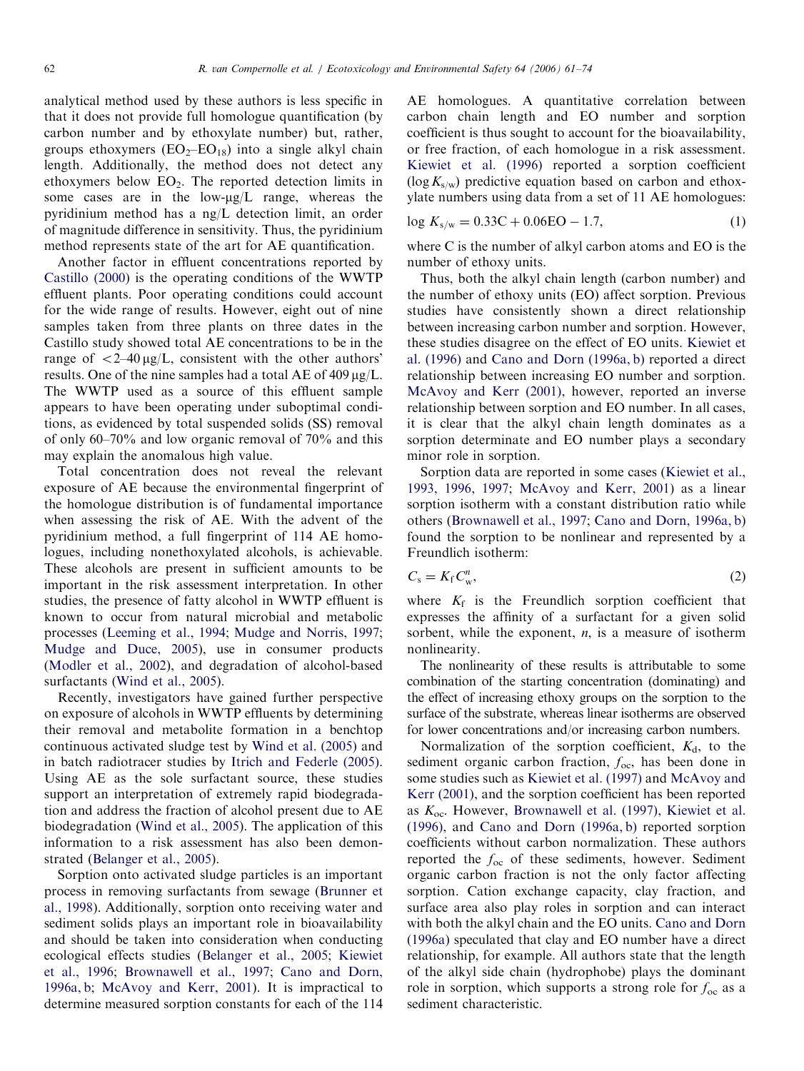analytical method used by these authors is less specific in that it does not provide full homologue quantification (by carbon number and by ethoxylate number) but, rather, groups ethoxymers ($EO_2$–$EO_{18}$) into a single alkyl chain length. Additionally, the method does not detect any ethoxymers below $EO_2$. The reported detection limits in some cases are in the low-μg/L range, whereas the pyridinium method has a ng/L detection limit, an order of magnitude difference in sensitivity. Thus, the pyridinium method represents state of the art for AE quantification.

Another factor in effluent concentrations reported by Castillo (2000) is the operating conditions of the WWTP effluent plants. Poor operating conditions could account for the wide range of results. However, eight out of nine samples taken from three plants on three dates in the Castillo study showed total AE concentrations to be in the range of <2–40 μg/L, consistent with the other authors' results. One of the nine samples had a total AE of 409 μg/L. The WWTP used as a source of this effluent sample appears to have been operating under suboptimal conditions, as evidenced by total suspended solids (SS) removal of only 60–70% and low organic removal of 70% and this may explain the anomalous high value.

Total concentration does not reveal the relevant exposure of AE because the environmental fingerprint of the homologue distribution is of fundamental importance when assessing the risk of AE. With the advent of the pyridinium method, a full fingerprint of 114 AE homologues, including nonethoxylated alcohols, is achievable. These alcohols are present in sufficient amounts to be important in the risk assessment interpretation. In other studies, the presence of fatty alcohol in WWTP effluent is known to occur from natural microbial and metabolic processes (Leeming et al., 1994; Mudge and Norris, 1997; Mudge and Duce, 2005), use in consumer products (Modler et al., 2002), and degradation of alcohol-based surfactants (Wind et al., 2005).

Recently, investigators have gained further perspective on exposure of alcohols in WWTP effluents by determining their removal and metabolite formation in a benchtop continuous activated sludge test by Wind et al. (2005) and in batch radiotracer studies by Itrich and Federle (2005). Using AE as the sole surfactant source, these studies support an interpretation of extremely rapid biodegradation and address the fraction of alcohol present due to AE biodegradation (Wind et al., 2005). The application of this information to a risk assessment has also been demonstrated (Belanger et al., 2005).

Sorption onto activated sludge particles is an important process in removing surfactants from sewage (Brunner et al., 1998). Additionally, sorption onto receiving water and sediment solids plays an important role in bioavailability and should be taken into consideration when conducting ecological effects studies (Belanger et al., 2005; Kiewiet et al., 1996; Brownawell et al., 1997; Cano and Dorn, 1996a, b; McAvoy and Kerr, 2001). It is impractical to determine measured sorption constants for each of the 114 AE homologues. A quantitative correlation between carbon chain length and EO number and sorption coefficient is thus sought to account for the bioavailability, or free fraction, of each homologue in a risk assessment. Kiewiet et al. (1996) reported a sorption coefficient ($\log K_{s/w}$) predictive equation based on carbon and ethoxylate numbers using data from a set of 11 AE homologues:

$$\log K_{s/w} = 0.33C + 0.06EO - 1.7, \tag{1}$$

where C is the number of alkyl carbon atoms and EO is the number of ethoxy units.

Thus, both the alkyl chain length (carbon number) and the number of ethoxy units (EO) affect sorption. Previous studies have consistently shown a direct relationship between increasing carbon number and sorption. However, these studies disagree on the effect of EO units. Kiewiet et al. (1996) and Cano and Dorn (1996a, b) reported a direct relationship between increasing EO number and sorption. McAvoy and Kerr (2001), however, reported an inverse relationship between sorption and EO number. In all cases, it is clear that the alkyl chain length dominates as a sorption determinate and EO number plays a secondary minor role in sorption.

Sorption data are reported in some cases (Kiewiet et al., 1993, 1996, 1997; McAvoy and Kerr, 2001) as a linear sorption isotherm with a constant distribution ratio while others (Brownawell et al., 1997; Cano and Dorn, 1996a, b) found the sorption to be nonlinear and represented by a Freundlich isotherm:

$$C_s = K_f C_w^n, \tag{2}$$

where $K_f$ is the Freundlich sorption coefficient that expresses the affinity of a surfactant for a given solid sorbent, while the exponent, $n$, is a measure of isotherm nonlinearity.

The nonlinearity of these results is attributable to some combination of the starting concentration (dominating) and the effect of increasing ethoxy groups on the sorption to the surface of the substrate, whereas linear isotherms are observed for lower concentrations and/or increasing carbon numbers.

Normalization of the sorption coefficient, $K_d$, to the sediment organic carbon fraction, $f_{oc}$, has been done in some studies such as Kiewiet et al. (1997) and McAvoy and Kerr (2001), and the sorption coefficient has been reported as $K_{oc}$. However, Brownawell et al. (1997), Kiewiet et al. (1996), and Cano and Dorn (1996a, b) reported sorption coefficients without carbon normalization. These authors reported the $f_{oc}$ of these sediments, however. Sediment organic carbon fraction is not the only factor affecting sorption. Cation exchange capacity, clay fraction, and surface area also play roles in sorption and can interact with both the alkyl chain and the EO units. Cano and Dorn (1996a) speculated that clay and EO number have a direct relationship, for example. All authors state that the length of the alkyl side chain (hydrophobe) plays the dominant role in sorption, which supports a strong role for $f_{oc}$ as a sediment characteristic.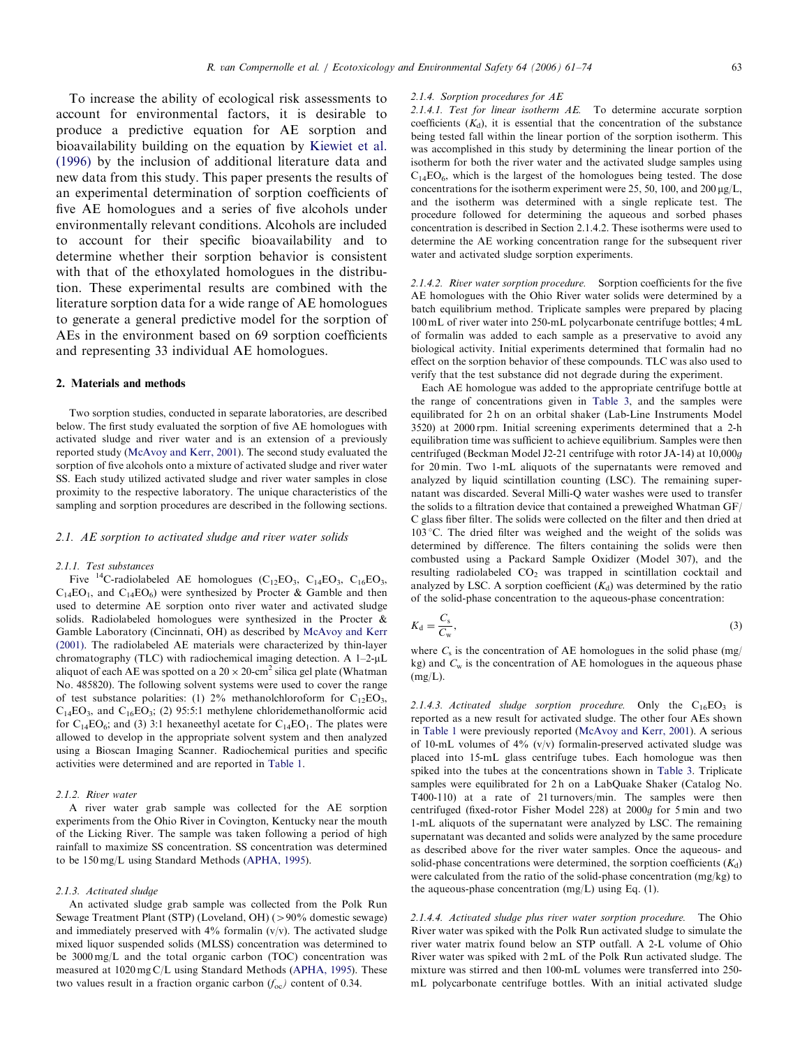To increase the ability of ecological risk assessments to account for environmental factors, it is desirable to produce a predictive equation for AE sorption and bioavailability building on the equation by Kiewiet et al. (1996) by the inclusion of additional literature data and new data from this study. This paper presents the results of an experimental determination of sorption coefficients of five AE homologues and a series of five alcohols under environmentally relevant conditions. Alcohols are included to account for their specific bioavailability and to determine whether their sorption behavior is consistent with that of the ethoxylated homologues in the distribution. These experimental results are combined with the literature sorption data for a wide range of AE homologues to generate a general predictive model for the sorption of AEs in the environment based on 69 sorption coefficients and representing 33 individual AE homologues.

## 2. Materials and methods

Two sorption studies, conducted in separate laboratories, are described below. The first study evaluated the sorption of five AE homologues with activated sludge and river water and is an extension of a previously reported study (McAvoy and Kerr, 2001). The second study evaluated the sorption of five alcohols onto a mixture of activated sludge and river water SS. Each study utilized activated sludge and river water samples in close proximity to the respective laboratory. The unique characteristics of the sampling and sorption procedures are described in the following sections.

### 2.1. AE sorption to activated sludge and river water solids

#### 2.1.1. Test substances

Five $^{14}$C-radiolabeled AE homologues ($C_{12}EO_3$, $C_{14}EO_3$, $C_{16}EO_3$, $C_{14}EO_1$, and $C_{14}EO_6$) were synthesized by Procter & Gamble and then used to determine AE sorption onto river water and activated sludge solids. Radiolabeled homologues were synthesized in the Procter & Gamble Laboratory (Cincinnati, OH) as described by McAvoy and Kerr (2001). The radiolabeled AE materials were characterized by thin-layer chromatography (TLC) with radiochemical imaging detection. A 1–2-μL aliquot of each AE was spotted on a 20 × 20-cm$^2$ silica gel plate (Whatman No. 485820). The following solvent systems were used to cover the range of test substance polarities: (1) 2% methanolchloroform for $C_{12}EO_3$, $C_{14}EO_3$, and $C_{16}EO_3$; (2) 95:5:1 methylene chloridemethanolformic acid for $C_{14}EO_6$; and (3) 3:1 hexaneethyl acetate for $C_{14}EO_1$. The plates were allowed to develop in the appropriate solvent system and then analyzed using a Bioscan Imaging Scanner. Radiochemical purities and specific activities were determined and are reported in Table 1.

#### 2.1.2. River water

A river water grab sample was collected for the AE sorption experiments from the Ohio River in Covington, Kentucky near the mouth of the Licking River. The sample was taken following a period of high rainfall to maximize SS concentration. SS concentration was determined to be 150 mg/L using Standard Methods (APHA, 1995).

#### 2.1.3. Activated sludge

An activated sludge grab sample was collected from the Polk Run Sewage Treatment Plant (STP) (Loveland, OH) (>90% domestic sewage) and immediately preserved with 4% formalin (v/v). The activated sludge mixed liquor suspended solids (MLSS) concentration was determined to be 3000 mg/L and the total organic carbon (TOC) concentration was measured at 1020 mg C/L using Standard Methods (APHA, 1995). These two values result in a fraction organic carbon ($f_{oc}$) content of 0.34.

#### 2.1.4. Sorption procedures for AE

*2.1.4.1. Test for linear isotherm AE.* To determine accurate sorption coefficients ($K_d$), it is essential that the concentration of the substance being tested fall within the linear portion of the sorption isotherm. This was accomplished in this study by determining the linear portion of the isotherm for both the river water and the activated sludge samples using $C_{14}EO_6$, which is the largest of the homologues being tested. The dose concentrations for the isotherm experiment were 25, 50, 100, and 200 μg/L, and the isotherm was determined with a single replicate test. The procedure followed for determining the aqueous and sorbed phases concentration is described in Section 2.1.4.2. These isotherms were used to determine the AE working concentration range for the subsequent river water and activated sludge sorption experiments.

*2.1.4.2. River water sorption procedure.* Sorption coefficients for the five AE homologues with the Ohio River water solids were determined by a batch equilibrium method. Triplicate samples were prepared by placing 100 mL of river water into 250-mL polycarbonate centrifuge bottles; 4 mL of formalin was added to each sample as a preservative to avoid any biological activity. Initial experiments determined that formalin had no effect on the sorption behavior of these compounds. TLC was also used to verify that the test substance did not degrade during the experiment.

Each AE homologue was added to the appropriate centrifuge bottle at the range of concentrations given in Table 3, and the samples were equilibrated for 2 h on an orbital shaker (Lab-Line Instruments Model 3520) at 2000 rpm. Initial screening experiments determined that a 2-h equilibration time was sufficient to achieve equilibrium. Samples were then centrifuged (Beckman Model J2-21 centrifuge with rotor JA-14) at 10,000*g* for 20 min. Two 1-mL aliquots of the supernatants were removed and analyzed by liquid scintillation counting (LSC). The remaining supernatant was discarded. Several Milli-Q water washes were used to transfer the solids to a filtration device that contained a preweighed Whatman GF/C glass fiber filter. The solids were collected on the filter and then dried at 103 °C. The dried filter was weighed and the weight of the solids was determined by difference. The filters containing the solids were then combusted using a Packard Sample Oxidizer (Model 307), and the resulting radiolabeled $CO_2$ was trapped in scintillation cocktail and analyzed by LSC. A sorption coefficient ($K_d$) was determined by the ratio of the solid-phase concentration to the aqueous-phase concentration:

$$K_d = \frac{C_s}{C_w}, \tag{3}$$

where $C_s$ is the concentration of AE homologues in the solid phase (mg/kg) and $C_w$ is the concentration of AE homologues in the aqueous phase (mg/L).

*2.1.4.3. Activated sludge sorption procedure.* Only the $C_{16}EO_3$ is reported as a new result for activated sludge. The other four AEs shown in Table 1 were previously reported (McAvoy and Kerr, 2001). A serious of 10-mL volumes of 4% (v/v) formalin-preserved activated sludge was placed into 15-mL glass centrifuge tubes. Each homologue was then spiked into the tubes at the concentrations shown in Table 3. Triplicate samples were equilibrated for 2 h on a LabQuake Shaker (Catalog No. T400-110) at a rate of 21 turnovers/min. The samples were then centrifuged (fixed-rotor Fisher Model 228) at 2000*g* for 5 min and two 1-mL aliquots of the supernatant were analyzed by LSC. The remaining supernatant was decanted and solids were analyzed by the same procedure as described above for the river water samples. Once the aqueous- and solid-phase concentrations were determined, the sorption coefficients ($K_d$) were calculated from the ratio of the solid-phase concentration (mg/kg) to the aqueous-phase concentration (mg/L) using Eq. (1).

*2.1.4.4. Activated sludge plus river water sorption procedure.* The Ohio River water was spiked with the Polk Run activated sludge to simulate the river water matrix found below an STP outfall. A 2-L volume of Ohio River water was spiked with 2 mL of the Polk Run activated sludge. The mixture was stirred and then 100-mL volumes were transferred into 250-mL polycarbonate centrifuge bottles. With an initial activated sludge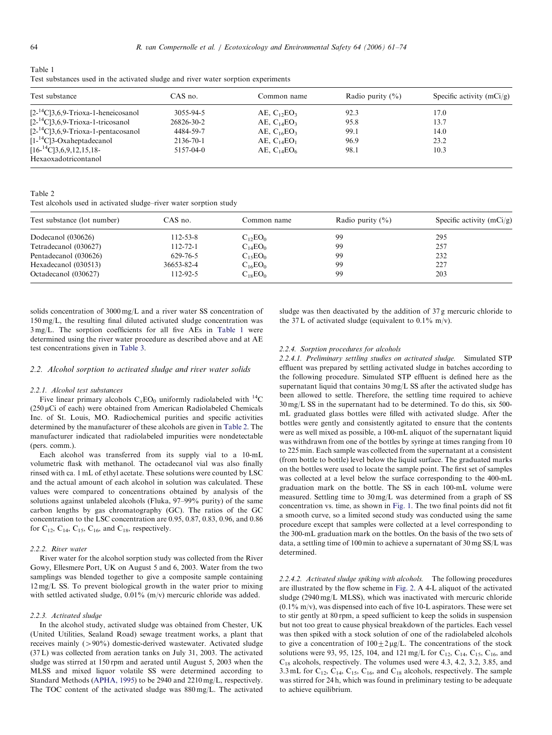Table 1
Test substances used in the activated sludge and river water sorption experiments

| Test substance | CAS no. | Common name | Radio purity (%) | Specific activity (mCi/g) |
|---|---|---|---|---|
| [2-$^{14}$C]3,6,9-Trioxa-1-heneicosanol | 3055-94-5 | AE, $C_{12}EO_3$ | 92.3 | 17.0 |
| [2-$^{14}$C]3,6,9-Trioxa-1-tricosanol | 26826-30-2 | AE, $C_{14}EO_3$ | 95.8 | 13.7 |
| [2-$^{14}$C]3,6,9-Trioxa-1-pentacosanol | 4484-59-7 | AE, $C_{16}EO_3$ | 99.1 | 14.0 |
| [1-$^{14}$C]3-Oxaheptadecanol | 2136-70-1 | AE, $C_{14}EO_1$ | 96.9 | 23.2 |
| [16-$^{14}$C]3,6,9,12,15,18-Hexaoxadotricontanol | 5157-04-0 | AE, $C_{14}EO_6$ | 98.1 | 10.3 |

Table 2
Test alcohols used in activated sludge–river water sorption study

| Test substance (lot number) | CAS no. | Common name | Radio purity (%) | Specific activity (mCi/g) |
|---|---|---|---|---|
| Dodecanol (030626) | 112-53-8 | $C_{12}EO_0$ | 99 | 295 |
| Tetradecanol (030627) | 112-72-1 | $C_{14}EO_0$ | 99 | 257 |
| Pentadecanol (030626) | 629-76-5 | $C_{15}EO_0$ | 99 | 232 |
| Hexadecanol (030513) | 36653-82-4 | $C_{16}EO_0$ | 99 | 227 |
| Octadecanol (030627) | 112-92-5 | $C_{18}EO_0$ | 99 | 203 |

solids concentration of 3000 mg/L and a river water SS concentration of 150 mg/L, the resulting final diluted activated sludge concentration was 3 mg/L. The sorption coefficients for all five AEs in Table 1 were determined using the river water procedure as described above and at AE test concentrations given in Table 3.

## 2.2. Alcohol sorption to activated sludge and river water solids

### 2.2.1. Alcohol test substances

Five linear primary alcohols $C_xEO_0$ uniformly radiolabeled with $^{14}$C (250 μCi of each) were obtained from American Radiolabeled Chemicals Inc. of St. Louis, MO. Radiochemical purities and specific activities determined by the manufacturer of these alcohols are given in Table 2. The manufacturer indicated that radiolabeled impurities were nondetectable (pers. comm.).

Each alcohol was transferred from its supply vial to a 10-mL volumetric flask with methanol. The octadecanol vial was also finally rinsed with ca. 1 mL of ethyl acetate. These solutions were counted by LSC and the actual amount of each alcohol in solution was calculated. These values were compared to concentrations obtained by analysis of the solutions against unlabeled alcohols (Fluka, 97–99% purity) of the same carbon lengths by gas chromatography (GC). The ratios of the GC concentration to the LSC concentration are 0.95, 0.87, 0.83, 0.96, and 0.86 for $C_{12}$, $C_{14}$, $C_{15}$, $C_{16}$, and $C_{18}$, respectively.

### 2.2.2. River water

River water for the alcohol sorption study was collected from the River Gowy, Ellesmere Port, UK on August 5 and 6, 2003. Water from the two samplings was blended together to give a composite sample containing 12 mg/L SS. To prevent biological growth in the water prior to mixing with settled activated sludge, 0.01% (m/v) mercuric chloride was added.

### 2.2.3. Activated sludge

In the alcohol study, activated sludge was obtained from Chester, UK (United Utilities, Sealand Road) sewage treatment works, a plant that receives mainly (>90%) domestic-derived wastewater. Activated sludge (37 L) was collected from aeration tanks on July 31, 2003. The activated sludge was stirred at 150 rpm and aerated until August 5, 2003 when the MLSS and mixed liquor volatile SS were determined according to Standard Methods (APHA, 1995) to be 2940 and 2210 mg/L, respectively. The TOC content of the activated sludge was 880 mg/L. The activated sludge was then deactivated by the addition of 37 g mercuric chloride to the 37 L of activated sludge (equivalent to 0.1% m/v).

### 2.2.4. Sorption procedures for alcohols

*2.2.4.1. Preliminary settling studies on activated sludge.* Simulated STP effluent was prepared by settling activated sludge in batches according to the following procedure. Simulated STP effluent is defined here as the supernatant liquid that contains 30 mg/L SS after the activated sludge has been allowed to settle. Therefore, the settling time required to achieve 30 mg/L SS in the supernatant had to be determined. To do this, six 500-mL graduated glass bottles were filled with activated sludge. After the bottles were gently and consistently agitated to ensure that the contents were as well mixed as possible, a 100-mL aliquot of the supernatant liquid was withdrawn from one of the bottles by syringe at times ranging from 10 to 225 min. Each sample was collected from the supernatant at a consistent (from bottle to bottle) level below the liquid surface. The graduated marks on the bottles were used to locate the sample point. The first set of samples was collected at a level below the surface corresponding to the 400-mL graduation mark on the bottle. The SS in each 100-mL volume were measured. Settling time to 30 mg/L was determined from a graph of SS concentration vs. time, as shown in Fig. 1. The two final points did not fit a smooth curve, so a limited second study was conducted using the same procedure except that samples were collected at a level corresponding to the 300-mL graduation mark on the bottles. On the basis of the two sets of data, a settling time of 100 min to achieve a supernatant of 30 mg SS/L was determined.

*2.2.4.2. Activated sludge spiking with alcohols.* The following procedures are illustrated by the flow scheme in Fig. 2. A 4-L aliquot of the activated sludge (2940 mg/L MLSS), which was inactivated with mercuric chloride (0.1% m/v), was dispensed into each of five 10-L aspirators. These were set to stir gently at 80 rpm, a speed sufficient to keep the solids in suspension but not too great to cause physical breakdown of the particles. Each vessel was then spiked with a stock solution of one of the radiolabeled alcohols to give a concentration of 100±2 μg/L. The concentrations of the stock solutions were 93, 95, 125, 104, and 121 mg/L for $C_{12}$, $C_{14}$, $C_{15}$, $C_{16}$, and $C_{18}$ alcohols, respectively. The volumes used were 4.3, 4.2, 3.2, 3.85, and 3.3 mL for $C_{12}$, $C_{14}$, $C_{15}$, $C_{16}$, and $C_{18}$ alcohols, respectively. The sample was stirred for 24 h, which was found in preliminary testing to be adequate to achieve equilibrium.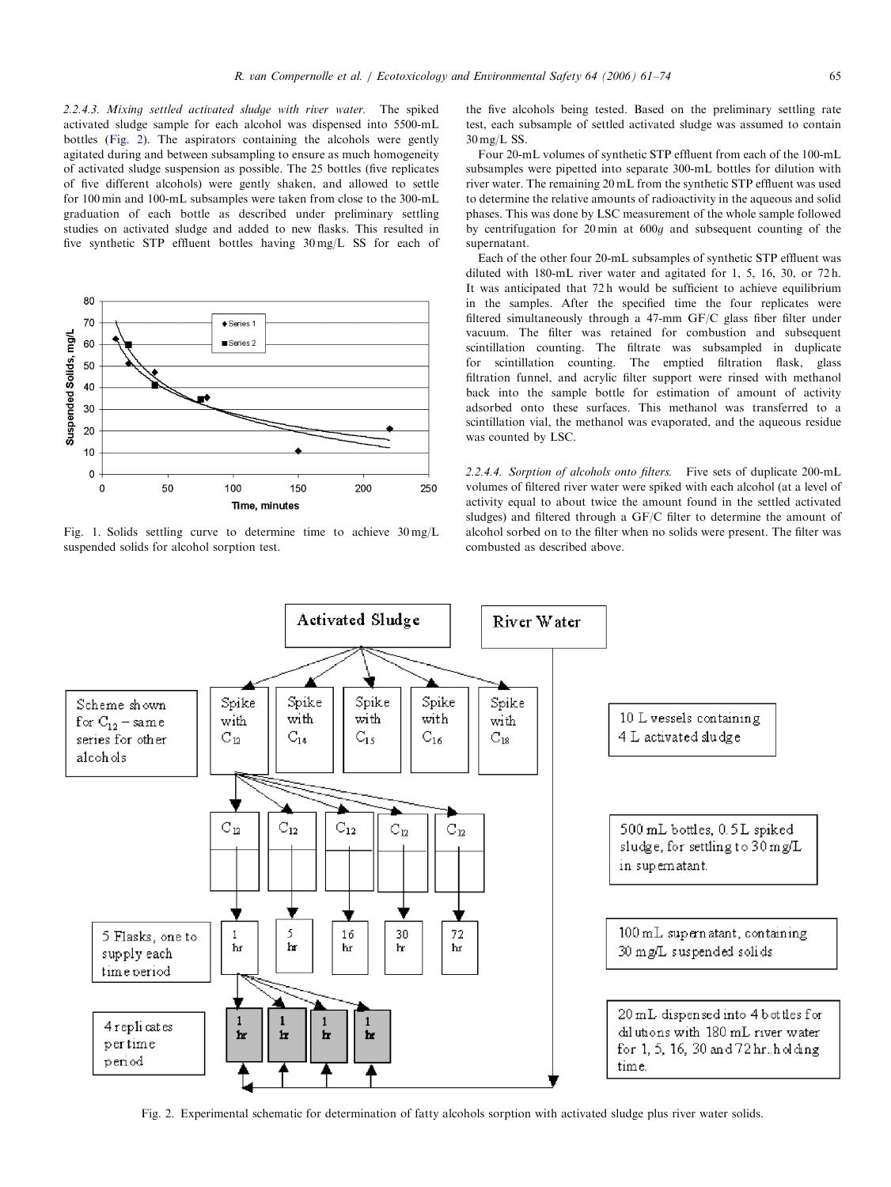*2.2.4.3. Mixing settled activated sludge with river water.* The spiked activated sludge sample for each alcohol was dispensed into 5500-mL bottles (Fig. 2). The aspirators containing the alcohols were gently agitated during and between subsampling to ensure as much homogeneity of activated sludge suspension as possible. The 25 bottles (five replicates of five different alcohols) were gently shaken, and allowed to settle for 100 min and 100-mL subsamples were taken from close to the 300-mL graduation of each bottle as described under preliminary settling studies on activated sludge and added to new flasks. This resulted in five synthetic STP effluent bottles having 30 mg/L SS for each of the five alcohols being tested. Based on the preliminary settling rate test, each subsample of settled activated sludge was assumed to contain 30 mg/L SS.

Fig. 1. Solids settling curve to determine time to achieve 30 mg/L suspended solids for alcohol sorption test.

Four 20-mL volumes of synthetic STP effluent from each of the 100-mL subsamples were pipetted into separate 300-mL bottles for dilution with river water. The remaining 20 mL from the synthetic STP effluent was used to determine the relative amounts of radioactivity in the aqueous and solid phases. This was done by LSC measurement of the whole sample followed by centrifugation for 20 min at 600*g* and subsequent counting of the supernatant.

Each of the other four 20-mL subsamples of synthetic STP effluent was diluted with 180-mL river water and agitated for 1, 5, 16, 30, or 72 h. It was anticipated that 72 h would be sufficient to achieve equilibrium in the samples. After the specified time the four replicates were filtered simultaneously through a 47-mm GF/C glass fiber filter under vacuum. The filter was retained for combustion and subsequent scintillation counting. The filtrate was subsampled in duplicate for scintillation counting. The emptied filtration flask, glass filtration funnel, and acrylic filter support were rinsed with methanol back into the sample bottle for estimation of amount of activity adsorbed onto these surfaces. This methanol was transferred to a scintillation vial, the methanol was evaporated, and the aqueous residue was counted by LSC.

*2.2.4.4. Sorption of alcohols onto filters.* Five sets of duplicate 200-mL volumes of filtered river water were spiked with each alcohol (at a level of activity equal to about twice the amount found in the settled activated sludges) and filtered through a GF/C glass fiber filter to determine the amount of alcohol sorbed on to the filter when no solids were present. The filter was combusted as described above.

Fig. 2. Experimental schematic for determination of fatty alcohols sorption with activated sludge plus river water solids.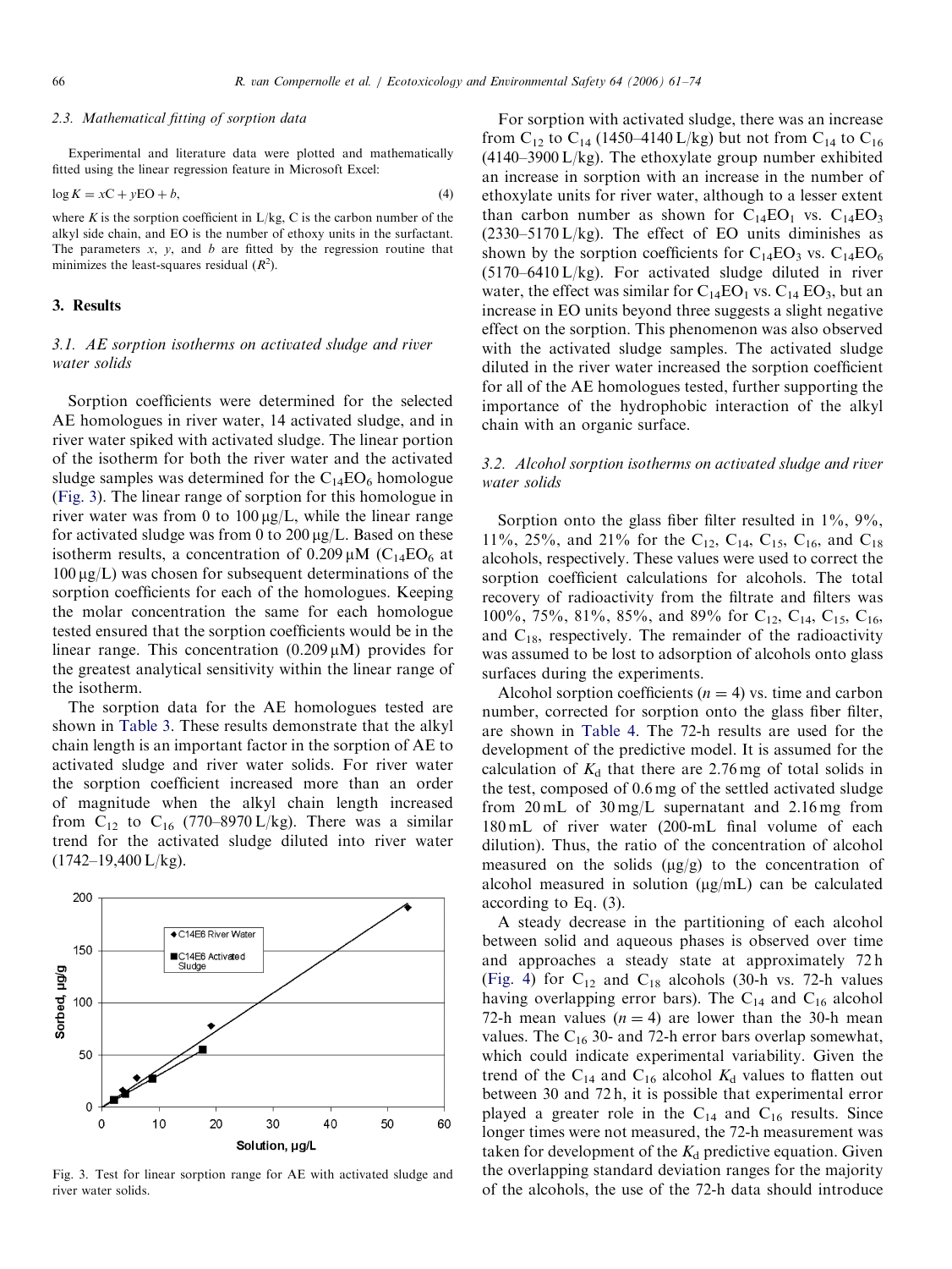### 2.3. Mathematical fitting of sorption data

Experimental and literature data were plotted and mathematically fitted using the linear regression feature in Microsoft Excel:

$$\log K = x\mathrm{C} + y\mathrm{EO} + b, \tag{4}$$

where $K$ is the sorption coefficient in L/kg, C is the carbon number of the alkyl side chain, and EO is the number of ethoxy units in the surfactant. The parameters $x$, $y$, and $b$ are fitted by the regression routine that minimizes the least-squares residual ($R^2$).

## 3. Results

### 3.1. AE sorption isotherms on activated sludge and river water solids

Sorption coefficients were determined for the selected AE homologues in river water, 14 activated sludge, and in river water spiked with activated sludge. The linear portion of the isotherm for both the river water and the activated sludge samples was determined for the $C_{14}EO_6$ homologue (Fig. 3). The linear range of sorption for this homologue in river water was from 0 to 100 μg/L, while the linear range for activated sludge was from 0 to 200 μg/L. Based on these isotherm results, a concentration of 0.209 μM ($C_{14}EO_6$ at 100 μg/L) was chosen for subsequent determinations of the sorption coefficients for each of the homologues. Keeping the molar concentration the same for each homologue tested ensured that the sorption coefficients would be in the linear range. This concentration (0.209 μM) provides for the greatest analytical sensitivity within the linear range of the isotherm.

The sorption data for the AE homologues tested are shown in Table 3. These results demonstrate that the alkyl chain length is an important factor in the sorption of AE to activated sludge and river water solids. For river water the sorption coefficient increased more than an order of magnitude when the alkyl chain length increased from $C_{12}$ to $C_{16}$ (770–8970 L/kg). There was a similar trend for the activated sludge diluted into river water (1742–19,400 L/kg).

Fig. 3. Test for linear sorption range for AE with activated sludge and river water solids.

For sorption with activated sludge, there was an increase from $C_{12}$ to $C_{14}$ (1450–4140 L/kg) but not from $C_{14}$ to $C_{16}$ (4140–3900 L/kg). The ethoxylate group number exhibited an increase in sorption with an increase in the number of ethoxylate units for river water, although to a lesser extent than carbon number as shown for $C_{14}EO_1$ vs. $C_{14}EO_3$ (2330–5170 L/kg). The effect of EO units diminishes as shown by the sorption coefficients for $C_{14}EO_3$ vs. $C_{14}EO_6$ (5170–6410 L/kg). For activated sludge diluted in river water, the effect was similar for $C_{14}EO_1$ vs. $C_{14}$ $EO_3$, but an increase in EO units beyond three suggests a slight negative effect on the sorption. This phenomenon was also observed with the activated sludge samples. The activated sludge diluted in the river water increased the sorption coefficient for all of the AE homologues tested, further supporting the importance of the hydrophobic interaction of the alkyl chain with an organic surface.

### 3.2. Alcohol sorption isotherms on activated sludge and river water solids

Sorption onto the glass fiber filter resulted in 1%, 9%, 11%, 25%, and 21% for the $C_{12}$, $C_{14}$, $C_{15}$, $C_{16}$, and $C_{18}$ alcohols, respectively. These values were used to correct the sorption coefficient calculations for alcohols. The total recovery of radioactivity from the filtrate and filters was 100%, 75%, 81%, 85%, and 89% for $C_{12}$, $C_{14}$, $C_{15}$, $C_{16}$, and $C_{18}$, respectively. The remainder of the radioactivity was assumed to be lost to adsorption of alcohols onto glass surfaces during the experiments.

Alcohol sorption coefficients ($n = 4$) vs. time and carbon number, corrected for sorption onto the glass fiber filter, are shown in Table 4. The 72-h results are used for the development of the predictive model. It is assumed for the calculation of $K_d$ that there are 2.76 mg of total solids in the test, composed of 0.6 mg of the settled activated sludge from 20 mL of 30 mg/L supernatant and 2.16 mg from 180 mL of river water (200-mL final volume of each dilution). Thus, the ratio of the concentration of alcohol measured on the solids (μg/g) to the concentration of alcohol measured in solution (μg/mL) can be calculated according to Eq. (3).

A steady decrease in the partitioning of each alcohol between solid and aqueous phases is observed over time and approaches a steady state at approximately 72 h (Fig. 4) for $C_{12}$ and $C_{18}$ alcohols (30-h vs. 72-h values having overlapping error bars). The $C_{14}$ and $C_{16}$ alcohol 72-h mean values ($n = 4$) are lower than the 30-h mean values. The $C_{16}$ 30- and 72-h error bars overlap somewhat, which could indicate experimental variability. Given the trend of the $C_{14}$ and $C_{16}$ alcohol $K_d$ values to flatten out between 30 and 72 h, it is possible that experimental error played a greater role in the $C_{14}$ and $C_{16}$ results. Since longer times were not measured, the 72-h measurement was taken for development of the $K_d$ predictive equation. Given the overlapping standard deviation ranges for the majority of the alcohols, the use of the 72-h data should introduce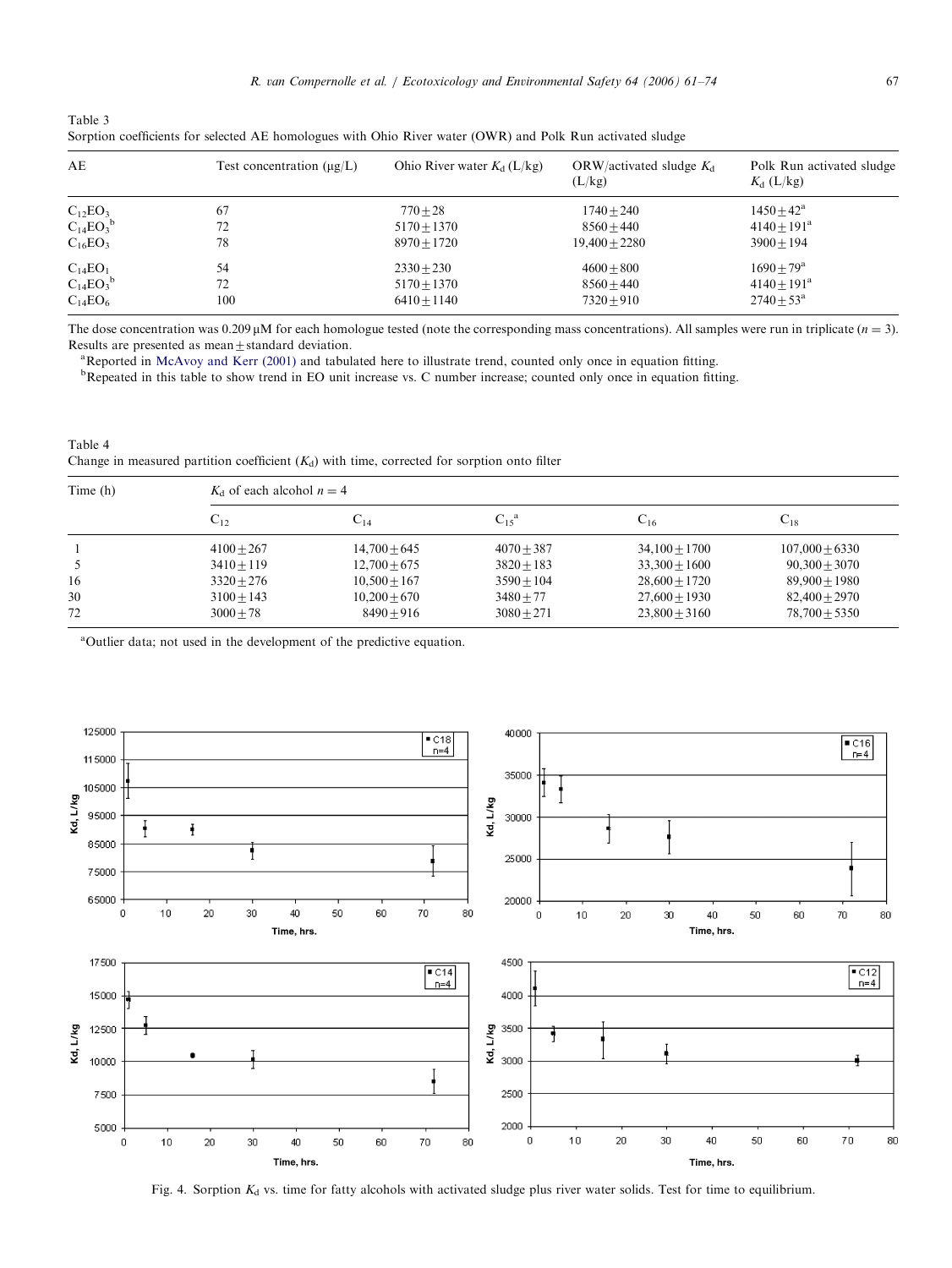Table 3
Sorption coefficients for selected AE homologues with Ohio River water (OWR) and Polk Run activated sludge

| AE | Test concentration (μg/L) | Ohio River water $K_d$ (L/kg) | ORW/activated sludge $K_d$ (L/kg) | Polk Run activated sludge $K_d$ (L/kg) |
|---|---|---|---|---|
| $C_{12}EO_3$ | 67 | 770 ± 28 | 1740 ± 240 | 1450 ± 42[a] |
| $C_{14}EO_3$[b] | 72 | 5170 ± 1370 | 8560 ± 440 | 4140 ± 191[a] |
| $C_{16}EO_3$ | 78 | 8970 ± 1720 | 19,400 ± 2280 | 3900 ± 194 |
| $C_{14}EO_1$ | 54 | 2330 ± 230 | 4600 ± 800 | 1690 ± 79[a] |
| $C_{14}EO_3$[b] | 72 | 5170 ± 1370 | 8560 ± 440 | 4140 ± 191[a] |
| $C_{14}EO_6$ | 100 | 6410 ± 1140 | 7320 ± 910 | 2740 ± 53[a] |

The dose concentration was 0.209 μM for each homologue tested (note the corresponding mass concentrations). All samples were run in triplicate ($n = 3$). Results are presented as mean ± standard deviation.

[a]Reported in McAvoy and Kerr (2001) and tabulated here to illustrate trend, counted only once in equation fitting.

[b]Repeated in this table to show trend in EO unit increase vs. C number increase; counted only once in equation fitting.

Table 4
Change in measured partition coefficient ($K_d$) with time, corrected for sorption onto filter

| Time (h) | $K_d$ of each alcohol $n = 4$ | | | | |
|---|---|---|---|---|---|
| | $C_{12}$ | $C_{14}$ | $C_{15}$[a] | $C_{16}$ | $C_{18}$ |
| 1 | 4100 ± 267 | 14,700 ± 645 | 4070 ± 387 | 34,100 ± 1700 | 107,000 ± 6330 |
| 5 | 3410 ± 119 | 12,700 ± 675 | 3820 ± 183 | 33,300 ± 1600 | 90,300 ± 3070 |
| 16 | 3320 ± 276 | 10,500 ± 167 | 3590 ± 104 | 28,600 ± 1720 | 89,900 ± 1980 |
| 30 | 3100 ± 143 | 10,200 ± 670 | 3480 ± 77 | 27,600 ± 1930 | 82,400 ± 2970 |
| 72 | 3000 ± 78 | 8490 ± 916 | 3080 ± 271 | 23,800 ± 3160 | 78,700 ± 5350 |

[a]Outlier data; not used in the development of the predictive equation.

Fig. 4. Sorption $K_d$ vs. time for fatty alcohols with activated sludge plus river water solids. Test for time to equilibrium.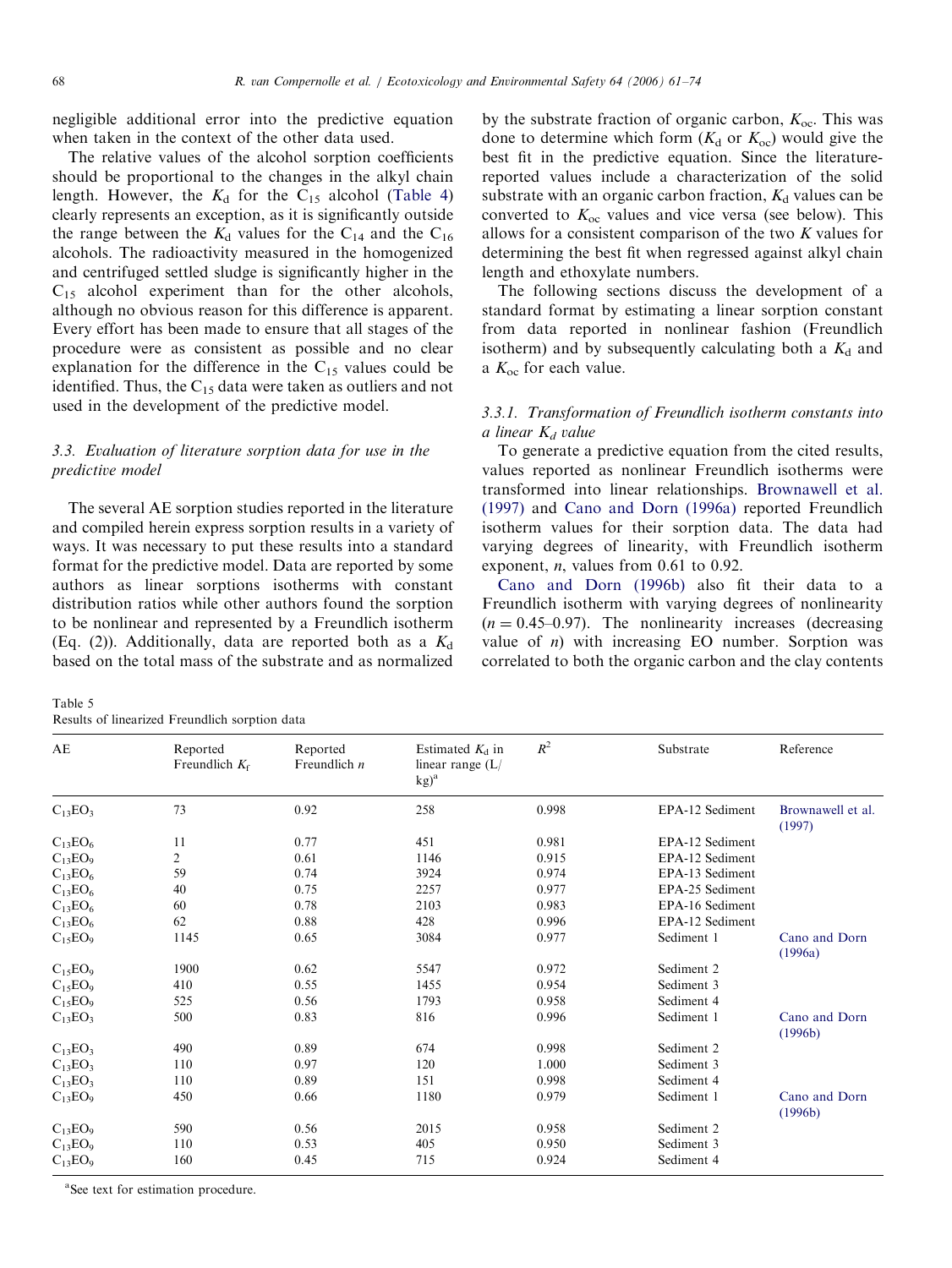negligible additional error into the predictive equation when taken in the context of the other data used.

The relative values of the alcohol sorption coefficients should be proportional to the changes in the alkyl chain length. However, the $K_d$ for the $C_{15}$ alcohol (Table 4) clearly represents an exception, as it is significantly outside the range between the $K_d$ values for the $C_{14}$ and the $C_{16}$ alcohols. The radioactivity measured in the homogenized and centrifuged settled sludge is significantly higher in the $C_{15}$ alcohol experiment than for the other alcohols, although no obvious reason for this difference is apparent. Every effort has been made to ensure that all stages of the procedure were as consistent as possible and no clear explanation for the difference in the $C_{15}$ values could be identified. Thus, the $C_{15}$ data were taken as outliers and not used in the development of the predictive model.

### 3.3. Evaluation of literature sorption data for use in the predictive model

The several AE sorption studies reported in the literature and compiled herein express sorption results in a variety of ways. It was necessary to put these results into a standard format for the predictive model. Data are reported by some authors as linear sorptions isotherms with constant distribution ratios while other authors found the sorption to be nonlinear and represented by a Freundlich isotherm (Eq. (2)). Additionally, data are reported both as a $K_d$ based on the total mass of the substrate and as normalized by the substrate fraction of organic carbon, $K_{oc}$. This was done to determine which form ($K_d$ or $K_{oc}$) would give the best fit in the predictive equation. Since the literature-reported values include a characterization of the solid substrate with an organic carbon fraction, $K_d$ values can be converted to $K_{oc}$ values and vice versa (see below). This allows for a consistent comparison of the two $K$ values for determining the best fit when regressed against alkyl chain length and ethoxylate numbers.

The following sections discuss the development of a standard format by estimating a linear sorption constant from data reported in nonlinear fashion (Freundlich isotherm) and by subsequently calculating both a $K_d$ and a $K_{oc}$ for each value.

#### 3.3.1. Transformation of Freundlich isotherm constants into a linear $K_d$ value

To generate a predictive equation from the cited results, values reported as nonlinear Freundlich isotherms were transformed into linear relationships. Brownawell et al. (1997) and Cano and Dorn (1996a) reported Freundlich isotherm values for their sorption data. The data had varying degrees of linearity, with Freundlich isotherm exponent, $n$, values from 0.61 to 0.92.

Cano and Dorn (1996b) also fit their data to a Freundlich isotherm with varying degrees of nonlinearity ($n = 0.45$–$0.97$). The nonlinearity increases (decreasing value of $n$) with increasing EO number. Sorption was correlated to both the organic carbon and the clay contents

Table 5
Results of linearized Freundlich sorption data

| AE | Reported Freundlich $K_f$ | Reported Freundlich $n$ | Estimated $K_d$ in linear range (L/kg)[a] | $R^2$ | Substrate | Reference |
|---|---|---|---|---|---|---|
| $C_{13}EO_3$ | 73 | 0.92 | 258 | 0.998 | EPA-12 Sediment | Brownawell et al. (1997) |
| $C_{13}EO_6$ | 11 | 0.77 | 451 | 0.981 | EPA-12 Sediment | |
| $C_{13}EO_9$ | 2 | 0.61 | 1146 | 0.915 | EPA-12 Sediment | |
| $C_{13}EO_6$ | 59 | 0.74 | 3924 | 0.974 | EPA-13 Sediment | |
| $C_{13}EO_6$ | 40 | 0.75 | 2257 | 0.977 | EPA-25 Sediment | |
| $C_{13}EO_6$ | 60 | 0.78 | 2103 | 0.983 | EPA-16 Sediment | |
| $C_{13}EO_6$ | 62 | 0.88 | 428 | 0.996 | EPA-12 Sediment | |
| $C_{15}EO_9$ | 1145 | 0.65 | 3084 | 0.977 | Sediment 1 | Cano and Dorn (1996a) |
| $C_{15}EO_9$ | 1900 | 0.62 | 5547 | 0.972 | Sediment 2 | |
| $C_{15}EO_9$ | 410 | 0.55 | 1455 | 0.954 | Sediment 3 | |
| $C_{15}EO_9$ | 525 | 0.56 | 1793 | 0.958 | Sediment 4 | |
| $C_{13}EO_3$ | 500 | 0.83 | 816 | 0.996 | Sediment 1 | Cano and Dorn (1996b) |
| $C_{13}EO_3$ | 490 | 0.89 | 674 | 0.998 | Sediment 2 | |
| $C_{13}EO_3$ | 110 | 0.97 | 120 | 1.000 | Sediment 3 | |
| $C_{13}EO_3$ | 110 | 0.89 | 151 | 0.998 | Sediment 4 | |
| $C_{13}EO_9$ | 450 | 0.66 | 1180 | 0.979 | Sediment 1 | Cano and Dorn (1996b) |
| $C_{13}EO_9$ | 590 | 0.56 | 2015 | 0.958 | Sediment 2 | |
| $C_{13}EO_9$ | 110 | 0.53 | 405 | 0.950 | Sediment 3 | |
| $C_{13}EO_9$ | 160 | 0.45 | 715 | 0.924 | Sediment 4 | |

[a] See text for estimation procedure.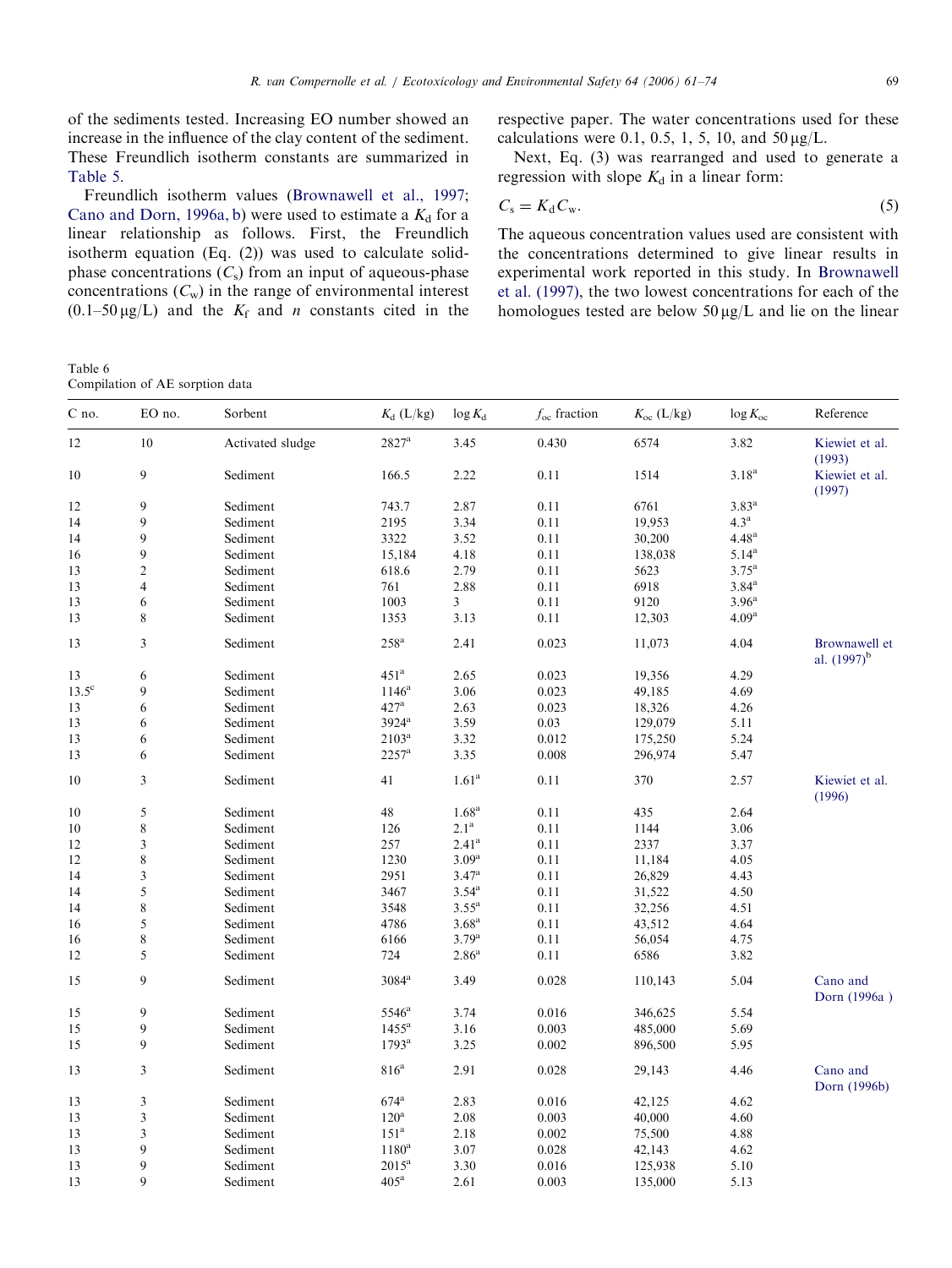of the sediments tested. Increasing EO number showed an increase in the influence of the clay content of the sediment. These Freundlich isotherm constants are summarized in Table 5.

Freundlich isotherm values (Brownawell et al., 1997; Cano and Dorn, 1996a, b) were used to estimate a $K_d$ for a linear relationship as follows. First, the Freundlich isotherm equation (Eq. (2)) was used to calculate solid-phase concentrations ($C_s$) from an input of aqueous-phase concentrations ($C_w$) in the range of environmental interest (0.1–50 μg/L) and the $K_f$ and $n$ constants cited in the respective paper. The water concentrations used for these calculations were 0.1, 0.5, 1, 5, 10, and 50 μg/L.

Next, Eq. (3) was rearranged and used to generate a regression with slope $K_d$ in a linear form:

$$C_s = K_d C_w. \tag{5}$$

The aqueous concentration values used are consistent with the concentrations determined to give linear results in experimental work reported in this study. In Brownawell et al. (1997), the two lowest concentrations for each of the homologues tested are below 50 μg/L and lie on the linear

Table 6
Compilation of AE sorption data

| C no. | EO no. | Sorbent | $K_d$ (L/kg) | log $K_d$ | $f_{oc}$ fraction | $K_{oc}$ (L/kg) | log $K_{oc}$ | Reference |
|---|---|---|---|---|---|---|---|---|
| 12 | 10 | Activated sludge | 2827[a] | 3.45 | 0.430 | 6574 | 3.82 | Kiewiet et al. (1993) |
| 10 | 9 | Sediment | 166.5 | 2.22 | 0.11 | 1514 | 3.18[a] | Kiewiet et al. (1997) |
| 12 | 9 | Sediment | 743.7 | 2.87 | 0.11 | 6761 | 3.83[a] | |
| 14 | 9 | Sediment | 2195 | 3.34 | 0.11 | 19,953 | 4.3[a] | |
| 14 | 9 | Sediment | 3322 | 3.52 | 0.11 | 30,200 | 4.48[a] | |
| 16 | 9 | Sediment | 15,184 | 4.18 | 0.11 | 138,038 | 5.14[a] | |
| 13 | 2 | Sediment | 618.6 | 2.79 | 0.11 | 5623 | 3.75[a] | |
| 13 | 4 | Sediment | 761 | 2.88 | 0.11 | 6918 | 3.84[a] | |
| 13 | 6 | Sediment | 1003 | 3 | 0.11 | 9120 | 3.96[a] | |
| 13 | 8 | Sediment | 1353 | 3.13 | 0.11 | 12,303 | 4.09[a] | |
| 13 | 3 | Sediment | 258[a] | 2.41 | 0.023 | 11,073 | 4.04 | Brownawell et al. (1997)[b] |
| 13 | 6 | Sediment | 451[a] | 2.65 | 0.023 | 19,356 | 4.29 | |
| 13.5[c] | 9 | Sediment | 1146[a] | 3.06 | 0.023 | 49,185 | 4.69 | |
| 13 | 6 | Sediment | 427[a] | 2.63 | 0.023 | 18,326 | 4.26 | |
| 13 | 6 | Sediment | 3924[a] | 3.59 | 0.03 | 129,079 | 5.11 | |
| 13 | 6 | Sediment | 2103[a] | 3.32 | 0.012 | 175,250 | 5.24 | |
| 13 | 6 | Sediment | 2257[a] | 3.35 | 0.008 | 296,974 | 5.47 | |
| 10 | 3 | Sediment | 41 | 1.61[a] | 0.11 | 370 | 2.57 | Kiewiet et al. (1996) |
| 10 | 5 | Sediment | 48 | 1.68[a] | 0.11 | 435 | 2.64 | |
| 10 | 8 | Sediment | 126 | 2.1[a] | 0.11 | 1144 | 3.06 | |
| 12 | 3 | Sediment | 257 | 2.41[a] | 0.11 | 2337 | 3.37 | |
| 12 | 8 | Sediment | 1230 | 3.09[a] | 0.11 | 11,184 | 4.05 | |
| 14 | 3 | Sediment | 2951 | 3.47[a] | 0.11 | 26,829 | 4.43 | |
| 14 | 5 | Sediment | 3467 | 3.54[a] | 0.11 | 31,522 | 4.50 | |
| 14 | 8 | Sediment | 3548 | 3.55[a] | 0.11 | 32,256 | 4.51 | |
| 16 | 5 | Sediment | 4786 | 3.68[a] | 0.11 | 43,512 | 4.64 | |
| 16 | 8 | Sediment | 6166 | 3.79[a] | 0.11 | 56,054 | 4.75 | |
| 12 | 5 | Sediment | 724 | 2.86[a] | 0.11 | 6586 | 3.82 | |
| 15 | 9 | Sediment | 3084[a] | 3.49 | 0.028 | 110,143 | 5.04 | Cano and Dorn (1996a ) |
| 15 | 9 | Sediment | 5546[a] | 3.74 | 0.016 | 346,625 | 5.54 | |
| 15 | 9 | Sediment | 1455[a] | 3.16 | 0.003 | 485,000 | 5.69 | |
| 15 | 9 | Sediment | 1793[a] | 3.25 | 0.002 | 896,500 | 5.95 | |
| 13 | 3 | Sediment | 816[a] | 2.91 | 0.028 | 29,143 | 4.46 | Cano and Dorn (1996b) |
| 13 | 3 | Sediment | 674[a] | 2.83 | 0.016 | 42,125 | 4.62 | |
| 13 | 3 | Sediment | 120[a] | 2.08 | 0.003 | 40,000 | 4.60 | |
| 13 | 3 | Sediment | 151[a] | 2.18 | 0.002 | 75,500 | 4.88 | |
| 13 | 9 | Sediment | 1180[a] | 3.07 | 0.028 | 42,143 | 4.62 | |
| 13 | 9 | Sediment | 2015[a] | 3.30 | 0.016 | 125,938 | 5.10 | |
| 13 | 9 | Sediment | 405[a] | 2.61 | 0.003 | 135,000 | 5.13 | |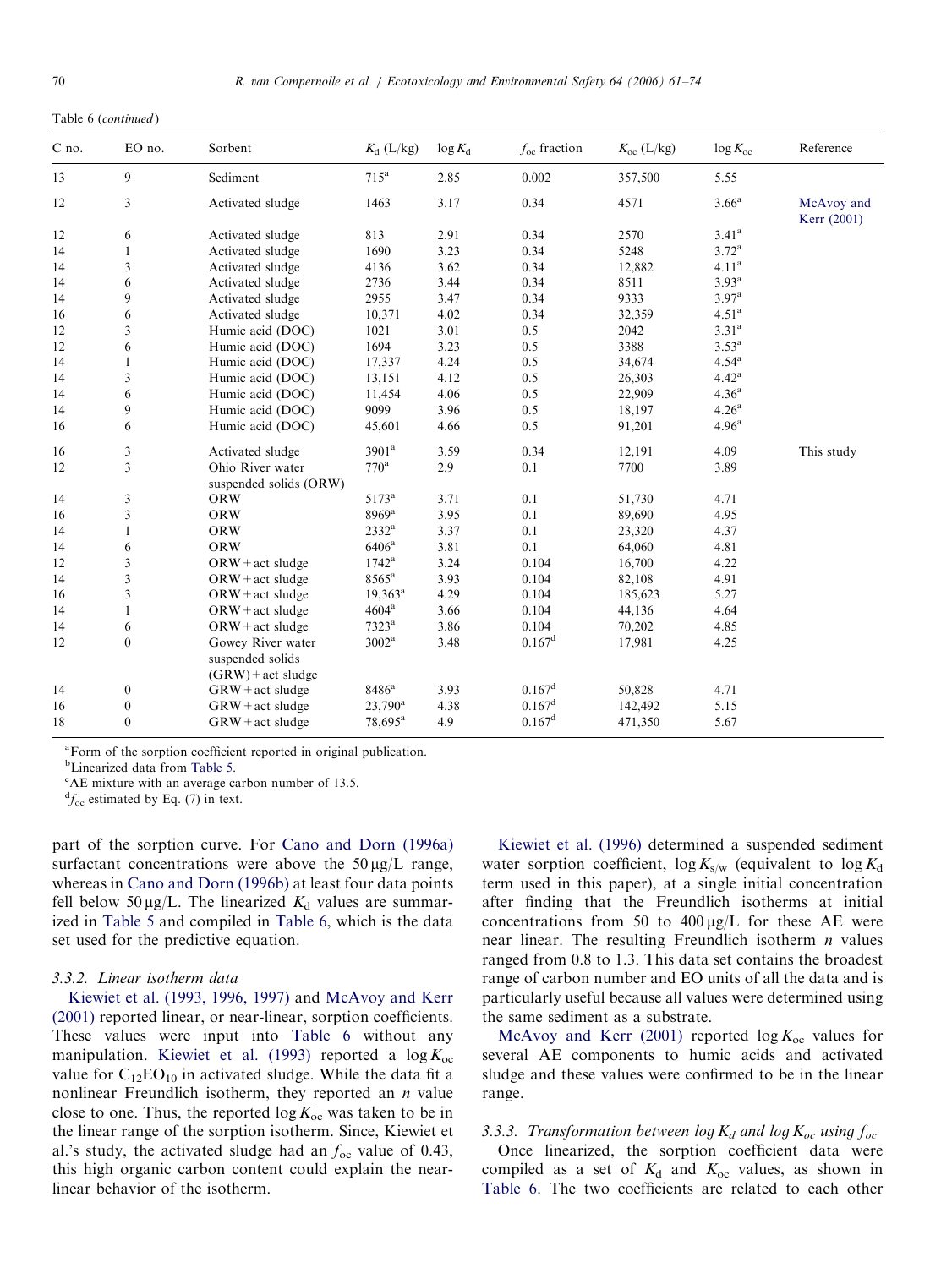Table 6 (*continued*)

| C no. | EO no. | Sorbent | $K_d$ (L/kg) | $\log K_d$ | $f_{oc}$ fraction | $K_{oc}$ (L/kg) | $\log K_{oc}$ | Reference |
|---|---|---|---|---|---|---|---|---|
| 13 | 9 | Sediment | 715[a] | 2.85 | 0.002 | 357,500 | 5.55 | |
| 12 | 3 | Activated sludge | 1463 | 3.17 | 0.34 | 4571 | 3.66[a] | McAvoy and Kerr (2001) |
| 12 | 6 | Activated sludge | 813 | 2.91 | 0.34 | 2570 | 3.41[a] | |
| 14 | 1 | Activated sludge | 1690 | 3.23 | 0.34 | 5248 | 3.72[a] | |
| 14 | 3 | Activated sludge | 4136 | 3.62 | 0.34 | 12,882 | 4.11[a] | |
| 14 | 6 | Activated sludge | 2736 | 3.44 | 0.34 | 8511 | 3.93[a] | |
| 14 | 9 | Activated sludge | 2955 | 3.47 | 0.34 | 9333 | 3.97[a] | |
| 16 | 6 | Activated sludge | 10,371 | 4.02 | 0.34 | 32,359 | 4.51[a] | |
| 12 | 3 | Humic acid (DOC) | 1021 | 3.01 | 0.5 | 2042 | 3.31[a] | |
| 12 | 6 | Humic acid (DOC) | 1694 | 3.23 | 0.5 | 3388 | 3.53[a] | |
| 14 | 1 | Humic acid (DOC) | 17,337 | 4.24 | 0.5 | 34,674 | 4.54[a] | |
| 14 | 3 | Humic acid (DOC) | 13,151 | 4.12 | 0.5 | 26,303 | 4.42[a] | |
| 14 | 6 | Humic acid (DOC) | 11,454 | 4.06 | 0.5 | 22,909 | 4.36[a] | |
| 14 | 9 | Humic acid (DOC) | 9099 | 3.96 | 0.5 | 18,197 | 4.26[a] | |
| 16 | 6 | Humic acid (DOC) | 45,601 | 4.66 | 0.5 | 91,201 | 4.96[a] | |
| 16 | 3 | Activated sludge | 3901[a] | 3.59 | 0.34 | 12,191 | 4.09 | This study |
| 12 | 3 | Ohio River water suspended solids (ORW) | 770[a] | 2.9 | 0.1 | 7700 | 3.89 | |
| 14 | 3 | ORW | 5173[a] | 3.71 | 0.1 | 51,730 | 4.71 | |
| 16 | 3 | ORW | 8969[a] | 3.95 | 0.1 | 89,690 | 4.95 | |
| 14 | 1 | ORW | 2332[a] | 3.37 | 0.1 | 23,320 | 4.37 | |
| 14 | 6 | ORW | 6406[a] | 3.81 | 0.1 | 64,060 | 4.81 | |
| 12 | 3 | ORW + act sludge | 1742[a] | 3.24 | 0.104 | 16,700 | 4.22 | |
| 14 | 3 | ORW + act sludge | 8565[a] | 3.93 | 0.104 | 82,108 | 4.91 | |
| 16 | 3 | ORW + act sludge | 19,363[a] | 4.29 | 0.104 | 185,623 | 5.27 | |
| 14 | 1 | ORW + act sludge | 4604[a] | 3.66 | 0.104 | 44,136 | 4.64 | |
| 14 | 6 | ORW + act sludge | 7323[a] | 3.86 | 0.104 | 70,202 | 4.85 | |
| 12 | 0 | Gowey River water suspended solids (GRW) + act sludge | 3002[a] | 3.48 | 0.167[d] | 17,981 | 4.25 | |
| 14 | 0 | GRW + act sludge | 8486[a] | 3.93 | 0.167[d] | 50,828 | 4.71 | |
| 16 | 0 | GRW + act sludge | 23,790[a] | 4.38 | 0.167[d] | 142,492 | 5.15 | |
| 18 | 0 | GRW + act sludge | 78,695[a] | 4.9 | 0.167[d] | 471,350 | 5.67 | |

[a]Form of the sorption coefficient reported in original publication.
[b]Linearized data from Table 5.
[c]AE mixture with an average carbon number of 13.5.
[d]$f_{oc}$ estimated by Eq. (7) in text.

part of the sorption curve. For Cano and Dorn (1996a) surfactant concentrations were above the 50 μg/L range, whereas in Cano and Dorn (1996b) at least four data points fell below 50 μg/L. The linearized $K_d$ values are summarized in Table 5 and compiled in Table 6, which is the data set used for the predictive equation.

### 3.3.2. Linear isotherm data

Kiewiet et al. (1993, 1996, 1997) and McAvoy and Kerr (2001) reported linear, or near-linear, sorption coefficients. These values were input into Table 6 without any manipulation. Kiewiet et al. (1993) reported a $\log K_{oc}$ value for $C_{12}EO_{10}$ in activated sludge. While the data fit a nonlinear Freundlich isotherm, they reported an $n$ value close to one. Thus, the reported $\log K_{oc}$ was taken to be in the linear range of the sorption isotherm. Since, Kiewiet et al.'s study, the activated sludge had an $f_{oc}$ value of 0.43, this high organic carbon content could explain the near-linear behavior of the isotherm.

Kiewiet et al. (1996) determined a suspended sediment water sorption coefficient, $\log K_{s/w}$ (equivalent to $\log K_d$ term used in this paper), at a single initial concentration after finding that the Freundlich isotherms at initial concentrations from 50 to 400 μg/L for these AE were near linear. The resulting Freundlich isotherm $n$ values ranged from 0.8 to 1.3. This data set contains the broadest range of carbon number and EO units of all the data and is particularly useful because all values were determined using the same sediment as a substrate.

McAvoy and Kerr (2001) reported $\log K_{oc}$ values for several AE components to humic acids and activated sludge and these values were confirmed to be in the linear range.

### 3.3.3. Transformation between $\log K_d$ and $\log K_{oc}$ using $f_{oc}$

Once linearized, the sorption coefficient data were compiled as a set of $K_d$ and $K_{oc}$ values, as shown in Table 6. The two coefficients are related to each other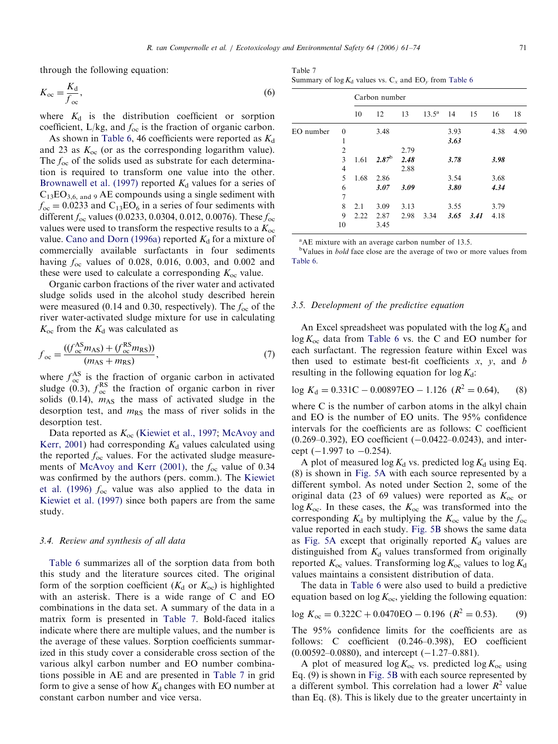through the following equation:

$$K_{oc} = \frac{K_d}{f_{oc}}, \tag{6}$$

where $K_d$ is the distribution coefficient or sorption coefficient, L/kg, and $f_{oc}$ is the fraction of organic carbon.

As shown in Table 6, 46 coefficients were reported as $K_d$ and 23 as $K_{oc}$ (or as the corresponding logarithm value). The $f_{oc}$ of the solids used as substrate for each determination is required to transform one value into the other. Brownawell et al. (1997) reported $K_d$ values for a series of $C_{13}EO_{3,6,\text{ and }9}$ AE compounds using a single sediment with $f_{oc} = 0.0233$ and $C_{13}EO_6$ in a series of four sediments with different $f_{oc}$ values (0.0233, 0.0304, 0.012, 0.0076). These $f_{oc}$ values were used to transform the respective results to a $K_{oc}$ value. Cano and Dorn (1996a) reported $K_d$ for a mixture of commercially available surfactants in four sediments having $f_{oc}$ values of 0.028, 0.016, 0.003, and 0.002 and these were used to calculate a corresponding $K_{oc}$ value.

Organic carbon fractions of the river water and activated sludge solids used in the alcohol study described herein were measured (0.14 and 0.30, respectively). The $f_{oc}$ of the river water-activated sludge mixture for use in calculating $K_{oc}$ from the $K_d$ was calculated as

$$f_{oc} = \frac{((f_{oc}^{AS} m_{AS}) + (f_{oc}^{RS} m_{RS}))}{(m_{AS} + m_{RS})}, \tag{7}$$

where $f_{oc}^{AS}$ is the fraction of organic carbon in activated sludge (0.3), $f_{oc}^{RS}$ the fraction of organic carbon in river solids (0.14), $m_{AS}$ the mass of activated sludge in the desorption test, and $m_{RS}$ the mass of river solids in the desorption test.

Data reported as $K_{oc}$ (Kiewiet et al., 1997; McAvoy and Kerr, 2001) had corresponding $K_d$ values calculated using the reported $f_{oc}$ values. For the activated sludge measurements of McAvoy and Kerr (2001), the $f_{oc}$ value of 0.34 was confirmed by the authors (pers. comm.). The Kiewiet et al. (1996) $f_{oc}$ value was also applied to the data in Kiewiet et al. (1997) since both papers are from the same study.

### 3.4. Review and synthesis of all data

Table 6 summarizes all of the sorption data from both this study and the literature sources cited. The original form of the sorption coefficient ($K_d$ or $K_{oc}$) is highlighted with an asterisk. There is a wide range of C and EO combinations in the data set. A summary of the data in a matrix form is presented in Table 7. Bold-faced italics indicate where there are multiple values, and the number is the average of these values. Sorption coefficients summarized in this study cover a considerable cross section of the various alkyl carbon number and EO number combinations possible in AE and are presented in Table 7 in grid form to give a sense of how $K_d$ changes with EO number at constant carbon number and vice versa.

Table 7
Summary of log $K_d$ values vs. $C_x$ and $EO_y$ from Table 6

| | | Carbon number | | | | | | | |
|---|---|---|---|---|---|---|---|---|---|
| | | 10 | 12 | 13 | 13.5[a] | 14 | 15 | 16 | 18 |
| EO number | 0 | | 3.48 | | | 3.93 | | 4.38 | 4.90 |
| | 1 | | | | | ***3.63*** | | | |
| | 2 | | | 2.79 | | | | | |
| | 3 | 1.61 | ***2.87***[b] | ***2.48*** | | ***3.78*** | | ***3.98*** | |
| | 4 | | | 2.88 | | | | | |
| | 5 | 1.68 | 2.86 | | | 3.54 | | 3.68 | |
| | 6 | | ***3.07*** | ***3.09*** | | ***3.80*** | | ***4.34*** | |
| | 7 | | | | | | | | |
| | 8 | 2.1 | 3.09 | 3.13 | | 3.55 | | 3.79 | |
| | 9 | 2.22 | 2.87 | 2.98 | 3.34 | ***3.65*** | ***3.41*** | 4.18 | |
| | 10 | | 3.45 | | | | | | |

[a] AE mixture with an average carbon number of 13.5.
[b] Values in bold face close are the average of two or more values from Table 6.

### 3.5. Development of the predictive equation

An Excel spreadsheet was populated with the log $K_d$ and log $K_{oc}$ data from Table 6 vs. the C and EO number for each surfactant. The regression feature within Excel was then used to estimate best-fit coefficients $x$, $y$, and $b$ resulting in the following equation for log $K_d$:

$$\log K_d = 0.331\text{C} - 0.00897\text{EO} - 1.126 \ (R^2 = 0.64), \tag{8}$$

where C is the number of carbon atoms in the alkyl chain and EO is the number of EO units. The 95% confidence intervals for the coefficients are as follows: C coefficient (0.269–0.392), EO coefficient (−0.0422–0.0243), and intercept (−1.997 to −0.254).

A plot of measured log $K_d$ vs. predicted log $K_d$ using Eq. (8) is shown in Fig. 5A with each source represented by a different symbol. As noted under Section 2, some of the original data (23 of 69 values) were reported as $K_{oc}$ or log $K_{oc}$. In these cases, the $K_{oc}$ was transformed into the corresponding $K_d$ by multiplying the $K_{oc}$ value by the $f_{oc}$ value reported in each study. Fig. 5B shows the same data as Fig. 5A except that originally reported $K_d$ values are distinguished from $K_d$ values transformed from originally reported $K_{oc}$ values. Transforming log $K_{oc}$ values to log $K_d$ values maintains a consistent distribution of data.

The data in Table 6 were also used to build a predictive equation based on log $K_{oc}$, yielding the following equation:

$$\log K_{oc} = 0.322\text{C} + 0.0470\text{EO} - 0.196 \ (R^2 = 0.53). \tag{9}$$

The 95% confidence limits for the coefficients are as follows: C coefficient (0.246–0.398), EO coefficient (0.00592–0.0880), and intercept (−1.27–0.881).

A plot of measured log $K_{oc}$ vs. predicted log $K_{oc}$ using Eq. (9) is shown in Fig. 5B with each source represented by a different symbol. This correlation had a lower $R^2$ value than Eq. (8). This is likely due to the greater uncertainty in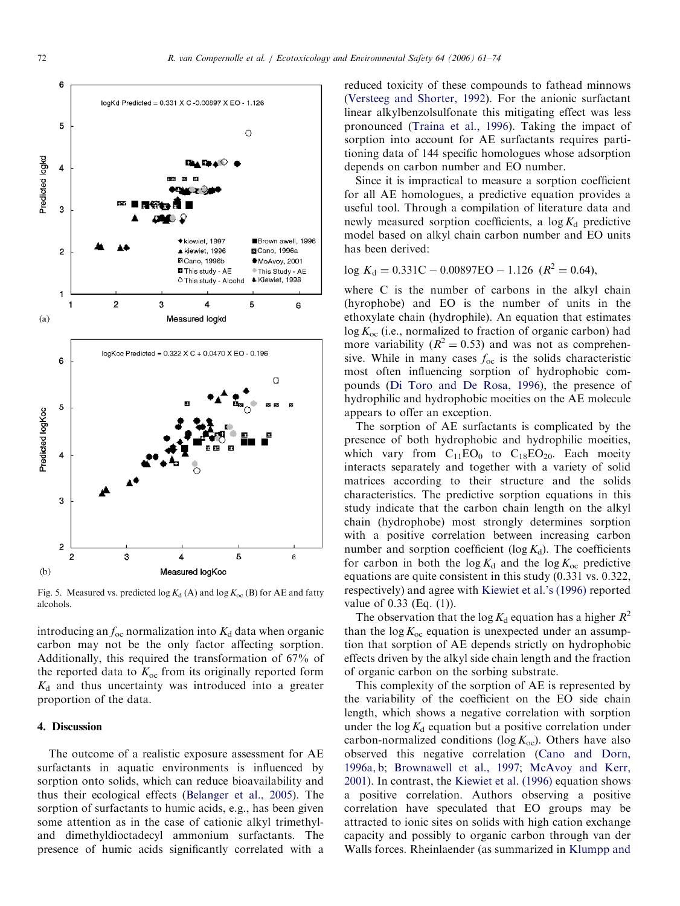Fig. 5. Measured vs. predicted log $K_d$ (A) and log $K_{oc}$ (B) for AE and fatty alcohols.

introducing an $f_{oc}$ normalization into $K_d$ data when organic carbon may not be the only factor affecting sorption. Additionally, this required the transformation of 67% of the reported data to $K_{oc}$ from its originally reported form $K_d$ and thus uncertainty was introduced into a greater proportion of the data.

## 4. Discussion

The outcome of a realistic exposure assessment for AE surfactants in aquatic environments is influenced by sorption onto solids, which can reduce bioavailability and thus their ecological effects (Belanger et al., 2005). The sorption of surfactants to humic acids, e.g., has been given some attention as in the case of cationic alkyl trimethyl- and dimethyldioctadecyl ammonium surfactants. The presence of humic acids significantly correlated with a reduced toxicity of these compounds to fathead minnows (Versteeg and Shorter, 1992). For the anionic surfactant linear alkylbenzolsulfonate this mitigating effect was less pronounced (Traina et al., 1996). Taking the impact of sorption into account for AE surfactants requires partitioning data of 144 specific homologues whose adsorption depends on carbon number and EO number.

Since it is impractical to measure a sorption coefficient for all AE homologues, a predictive equation provides a useful tool. Through a compilation of literature data and newly measured sorption coefficients, a log $K_d$ predictive model based on alkyl chain carbon number and EO units has been derived:

$$\log K_d = 0.331\mathrm{C} - 0.00897\mathrm{EO} - 1.126 \quad (R^2 = 0.64),$$

where C is the number of carbons in the alkyl chain (hyrophobe) and EO is the number of units in the ethoxylate chain (hydrophile). An equation that estimates log $K_{oc}$ (i.e., normalized to fraction of organic carbon) had more variability ($R^2 = 0.53$) and was not as comprehensive. While in many cases $f_{oc}$ is the solids characteristic most often influencing sorption of hydrophobic compounds (Di Toro and De Rosa, 1996), the presence of hydrophilic and hydrophobic moieties on the AE molecule appears to offer an exception.

The sorption of AE surfactants is complicated by the presence of both hydrophobic and hydrophilic moieties, which vary from $C_{11}EO_0$ to $C_{18}EO_{20}$. Each moiety interacts separately and together with a variety of solid matrices according to their structure and the solids characteristics. The predictive sorption equations in this study indicate that the carbon chain length on the alkyl chain (hydrophobe) most strongly determines sorption with a positive correlation between increasing carbon number and sorption coefficient (log $K_d$). The coefficients for carbon in both the log $K_d$ and the log $K_{oc}$ predictive equations are quite consistent in this study (0.331 vs. 0.322, respectively) and agree with Kiewiet et al.'s (1996) reported value of 0.33 (Eq. (1)).

The observation that the log $K_d$ equation has a higher $R^2$ than the log $K_{oc}$ equation is unexpected under an assumption that sorption of AE depends strictly on hydrophobic effects driven by the alkyl side chain length and the fraction of organic carbon on the sorbing substrate.

This complexity of the sorption of AE is represented by the variability of the coefficient on the EO side chain length, which shows a negative correlation with sorption under the log $K_d$ equation but a positive correlation under carbon-normalized conditions (log $K_{oc}$). Others have also observed this negative correlation (Cano and Dorn, 1996a, b; Brownawell et al., 1997; McAvoy and Kerr, 2001). In contrast, the Kiewiet et al. (1996) equation shows a positive correlation. Authors observing a positive correlation have speculated that EO groups may be attracted to ionic sites on solids with high cation exchange capacity and possibly to organic carbon through van der Walls forces. Rheinlaender (as summarized in Klumpp and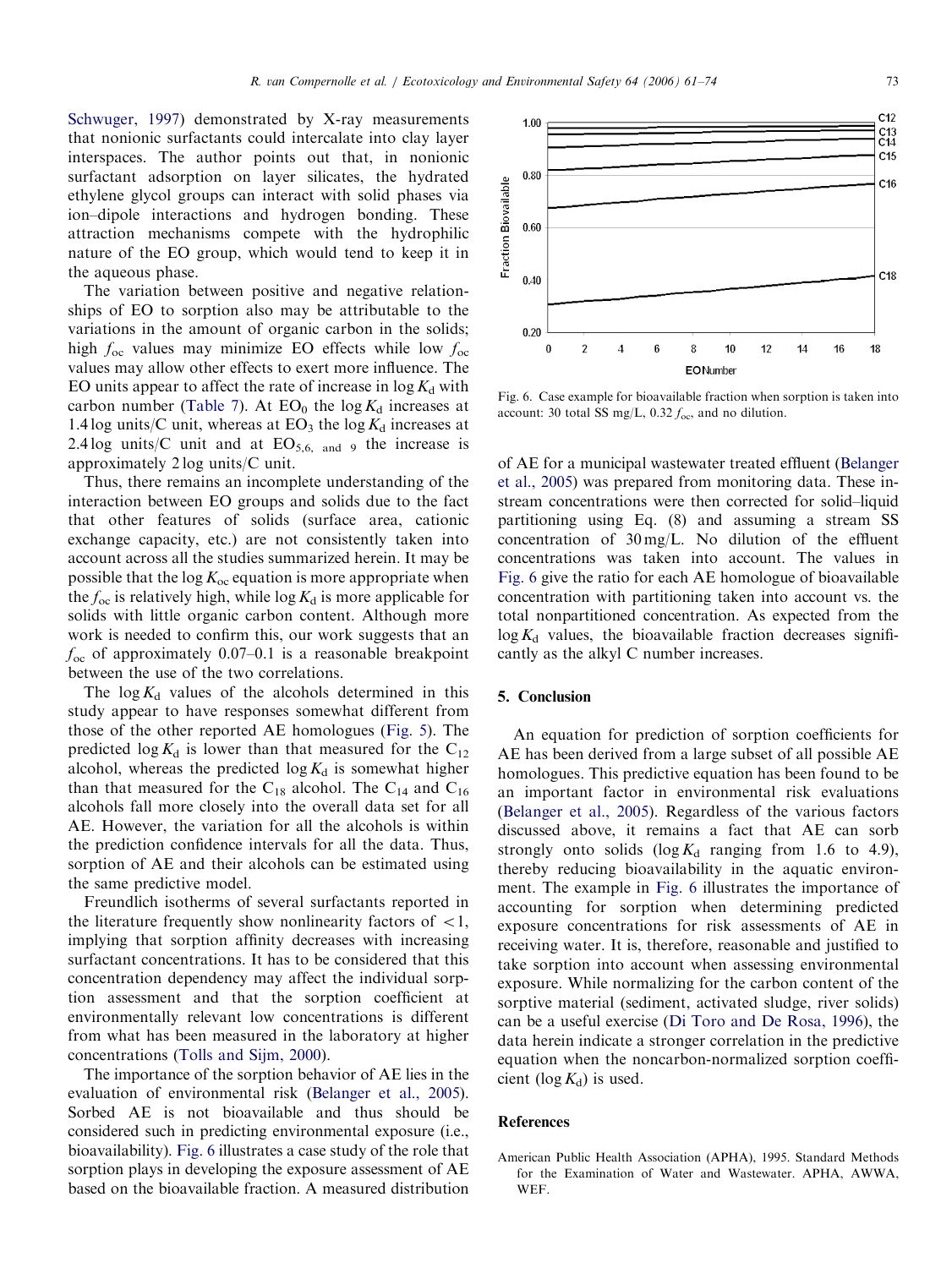Schwuger, 1997) demonstrated by X-ray measurements that nonionic surfactants could intercalate into clay layer interspaces. The author points out that, in nonionic surfactant adsorption on layer silicates, the hydrated ethylene glycol groups can interact with solid phases via ion–dipole interactions and hydrogen bonding. These attraction mechanisms compete with the hydrophilic nature of the EO group, which would tend to keep it in the aqueous phase.

The variation between positive and negative relationships of EO to sorption also may be attributable to the variations in the amount of organic carbon in the solids; high $f_{oc}$ values may minimize EO effects while low $f_{oc}$ values may allow other effects to exert more influence. The EO units appear to affect the rate of increase in $\log K_d$ with carbon number (Table 7). At $EO_0$ the $\log K_d$ increases at 1.4 log units/C unit, whereas at $EO_3$ the $\log K_d$ increases at 2.4 log units/C unit and at $EO_{5,6,\ \text{and}\ 9}$ the increase is approximately 2 log units/C unit.

Thus, there remains an incomplete understanding of the interaction between EO groups and solids due to the fact that other features of solids (surface area, cationic exchange capacity, etc.) are not consistently taken into account across all the studies summarized herein. It may be possible that the $\log K_{oc}$ equation is more appropriate when the $f_{oc}$ is relatively high, while $\log K_d$ is more applicable for solids with little organic carbon content. Although more work is needed to confirm this, our work suggests that an $f_{oc}$ of approximately 0.07–0.1 is a reasonable breakpoint between the use of the two correlations.

The $\log K_d$ values of the alcohols determined in this study appear to have responses somewhat different from those of the other reported AE homologues (Fig. 5). The predicted $\log K_d$ is lower than that measured for the $C_{12}$ alcohol, whereas the predicted $\log K_d$ is somewhat higher than that measured for the $C_{18}$ alcohol. The $C_{14}$ and $C_{16}$ alcohols fall more closely into the overall data set for all AE. However, the variation for all the alcohols is within the prediction confidence intervals for all the data. Thus, sorption of AE and their alcohols can be estimated using the same predictive model.

Freundlich isotherms of several surfactants reported in the literature frequently show nonlinearity factors of $<1$, implying that sorption affinity decreases with increasing surfactant concentrations. It has to be considered that this concentration dependency may affect the individual sorption assessment and that the sorption coefficient at environmentally relevant low concentrations is different from what has been measured in the laboratory at higher concentrations (Tolls and Sijm, 2000).

The importance of the sorption behavior of AE lies in the evaluation of environmental risk (Belanger et al., 2005). Sorbed AE is not bioavailable and thus should be considered such in predicting environmental exposure (i.e., bioavailability). Fig. 6 illustrates a case study of the role that sorption plays in developing the exposure assessment of AE based on the bioavailable fraction. A measured distribution of AE for a municipal wastewater treated effluent (Belanger et al., 2005) was prepared from monitoring data. These instream concentrations were then corrected for solid–liquid partitioning using Eq. (8) and assuming a stream SS concentration of 30 mg/L. No dilution of the effluent concentrations was taken into account. The values in Fig. 6 give the ratio for each AE homologue of bioavailable concentration with partitioning taken into account vs. the total nonpartitioned concentration. As expected from the $\log K_d$ values, the bioavailable fraction decreases significantly as the alkyl C number increases.

Fig. 6. Case example for bioavailable fraction when sorption is taken into account: 30 total SS mg/L, 0.32 $f_{oc}$, and no dilution.

## 5. Conclusion

An equation for prediction of sorption coefficients for AE has been derived from a large subset of all possible AE homologues. This predictive equation has been found to be an important factor in environmental risk evaluations (Belanger et al., 2005). Regardless of the various factors discussed above, it remains a fact that AE can sorb strongly onto solids ($\log K_d$ ranging from 1.6 to 4.9), thereby reducing bioavailability in the aquatic environment. The example in Fig. 6 illustrates the importance of accounting for sorption when determining predicted exposure concentrations for risk assessments of AE in receiving water. It is, therefore, reasonable and justified to take sorption into account when assessing environmental exposure. While normalizing for the carbon content of the sorptive material (sediment, activated sludge, river solids) can be a useful exercise (Di Toro and De Rosa, 1996), the data herein indicate a stronger correlation in the predictive equation when the noncarbon-normalized sorption coefficient ($\log K_d$) is used.

## References

American Public Health Association (APHA), 1995. Standard Methods for the Examination of Water and Wastewater. APHA, AWWA, WEF.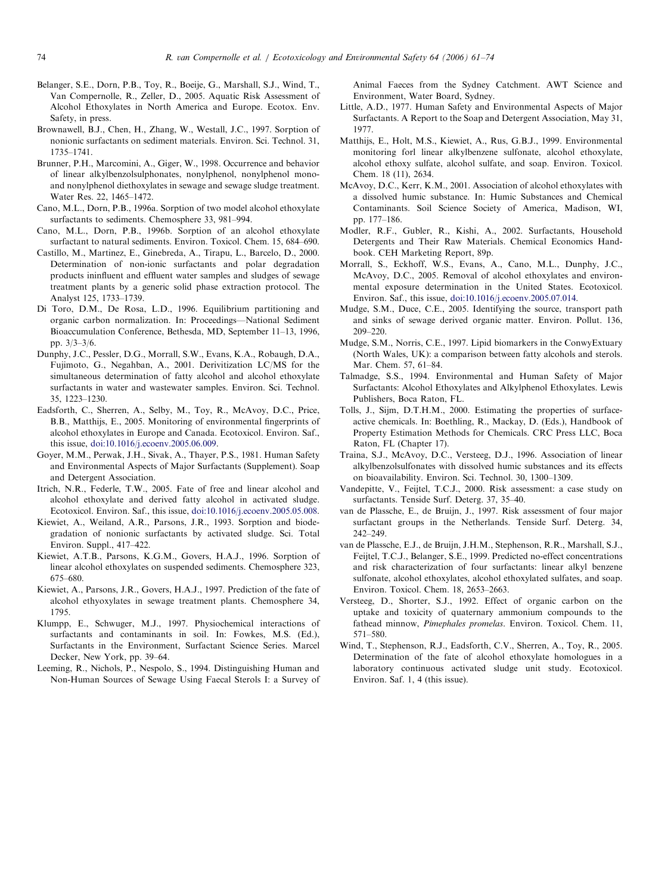Belanger, S.E., Dorn, P.B., Toy, R., Boeije, G., Marshall, S.J., Wind, T., Van Compernolle, R., Zeller, D., 2005. Aquatic Risk Assessment of Alcohol Ethoxylates in North America and Europe. Ecotox. Env. Safety, in press.

Brownawell, B.J., Chen, H., Zhang, W., Westall, J.C., 1997. Sorption of nonionic surfactants on sediment materials. Environ. Sci. Technol. 31, 1735–1741.

Brunner, P.H., Marcomini, A., Giger, W., 1998. Occurrence and behavior of linear alkylbenzolsulphonates, nonylphenol, nonylphenol mono- and nonylphenol diethoxylates in sewage and sewage sludge treatment. Water Res. 22, 1465–1472.

Cano, M.L., Dorn, P.B., 1996a. Sorption of two model alcohol ethoxylate surfactants to sediments. Chemosphere 33, 981–994.

Cano, M.L., Dorn, P.B., 1996b. Sorption of an alcohol ethoxylate surfactant to natural sediments. Environ. Toxicol. Chem. 15, 684–690.

Castillo, M., Martinez, E., Ginebreda, A., Tirapu, L., Barcelo, D., 2000. Determination of non-ionic surfactants and polar degradation products ininfluent and effluent water samples and sludges of sewage treatment plants by a generic solid phase extraction protocol. The Analyst 125, 1733–1739.

Di Toro, D.M., De Rosa, L.D., 1996. Equilibrium partitioning and organic carbon normalization. In: Proceedings—National Sediment Bioaccumulation Conference, Bethesda, MD, September 11–13, 1996, pp. 3/3–3/6.

Dunphy, J.C., Pessler, D.G., Morrall, S.W., Evans, K.A., Robaugh, D.A., Fujimoto, G., Negahban, A., 2001. Derivitization LC/MS for the simultaneous determination of fatty alcohol and alcohol ethoxylate surfactants in water and wastewater samples. Environ. Sci. Technol. 35, 1223–1230.

Eadsforth, C., Sherren, A., Selby, M., Toy, R., McAvoy, D.C., Price, B.B., Matthijs, E., 2005. Monitoring of environmental fingerprints of alcohol ethoxylates in Europe and Canada. Ecotoxicol. Environ. Saf., this issue, doi:10.1016/j.ecoenv.2005.06.009.

Goyer, M.M., Perwak, J.H., Sivak, A., Thayer, P.S., 1981. Human Safety and Environmental Aspects of Major Surfactants (Supplement). Soap and Detergent Association.

Itrich, N.R., Federle, T.W., 2005. Fate of free and linear alcohol and alcohol ethoxylate and derived fatty alcohol in activated sludge. Ecotoxicol. Environ. Saf., this issue, doi:10.1016/j.ecoenv.2005.05.008.

Kiewiet, A., Weiland, A.R., Parsons, J.R., 1993. Sorption and biodegradation of nonionic surfactants by activated sludge. Sci. Total Environ. Suppl., 417–422.

Kiewiet, A.T.B., Parsons, K.G.M., Govers, H.A.J., 1996. Sorption of linear alcohol ethoxylates on suspended sediments. Chemosphere 323, 675–680.

Kiewiet, A., Parsons, J.R., Govers, H.A.J., 1997. Prediction of the fate of alcohol ethyoxylates in sewage treatment plants. Chemosphere 34, 1795.

Klumpp, E., Schwuger, M.J., 1997. Physiochemical interactions of surfactants and contaminants in soil. In: Fowkes, M.S. (Ed.), Surfactants in the Environment, Surfactant Science Series. Marcel Decker, New York, pp. 39–64.

Leeming, R., Nichols, P., Nespolo, S., 1994. Distinguishing Human and Non-Human Sources of Sewage Using Faecal Sterols I: a Survey of Animal Faeces from the Sydney Catchment. AWT Science and Environment, Water Board, Sydney.

Little, A.D., 1977. Human Safety and Environmental Aspects of Major Surfactants. A Report to the Soap and Detergent Association, May 31, 1977.

Matthijs, E., Holt, M.S., Kiewiet, A., Rus, G.B.J., 1999. Environmental monitoring forl linear alkylbenzene sulfonate, alcohol ethoxylate, alcohol ethoxy sulfate, alcohol sulfate, and soap. Environ. Toxicol. Chem. 18 (11), 2634.

McAvoy, D.C., Kerr, K.M., 2001. Association of alcohol ethoxylates with a dissolved humic substance. In: Humic Substances and Chemical Contaminants. Soil Science Society of America, Madison, WI, pp. 177–186.

Modler, R.F., Gubler, R., Kishi, A., 2002. Surfactants, Household Detergents and Their Raw Materials. Chemical Economics Handbook. CEH Marketing Report, 89p.

Morrall, S., Eckhoff, W.S., Evans, A., Cano, M.L., Dunphy, J.C., McAvoy, D.C., 2005. Removal of alcohol ethoxylates and environmental exposure determination in the United States. Ecotoxicol. Environ. Saf., this issue, doi:10.1016/j.ecoenv.2005.07.014.

Mudge, S.M., Duce, C.E., 2005. Identifying the source, transport path and sinks of sewage derived organic matter. Environ. Pollut. 136, 209–220.

Mudge, S.M., Norris, C.E., 1997. Lipid biomarkers in the ConwyExtuary (North Wales, UK): a comparison between fatty alcohols and sterols. Mar. Chem. 57, 61–84.

Talmadge, S.S., 1994. Environmental and Human Safety of Major Surfactants: Alcohol Ethoxylates and Alkylphenol Ethoxylates. Lewis Publishers, Boca Raton, FL.

Tolls, J., Sijm, D.T.H.M., 2000. Estimating the properties of surface-active chemicals. In: Boethling, R., Mackay, D. (Eds.), Handbook of Property Estimation Methods for Chemicals. CRC Press LLC, Boca Raton, FL (Chapter 17).

Traina, S.J., McAvoy, D.C., Versteeg, D.J., 1996. Association of linear alkylbenzolsulfonates with dissolved humic substances and its effects on bioavailability. Environ. Sci. Technol. 30, 1300–1309.

Vandepitte, V., Feijtel, T.C.J., 2000. Risk assessment: a case study on surfactants. Tenside Surf. Deterg. 37, 35–40.

van de Plassche, E., de Bruijn, J., 1997. Risk assessment of four major surfactant groups in the Netherlands. Tenside Surf. Deterg. 34, 242–249.

van de Plassche, E.J., de Bruijn, J.H.M., Stephenson, R.R., Marshall, S.J., Feijtel, T.C.J., Belanger, S.E., 1999. Predicted no-effect concentrations and risk characterization of four surfactants: linear alkyl benzene sulfonate, alcohol ethoxylates, alcohol ethoxylated sulfates, and soap. Environ. Toxicol. Chem. 18, 2653–2663.

Versteeg, D., Shorter, S.J., 1992. Effect of organic carbon on the uptake and toxicity of quaternary ammonium compounds to the fathead minnow, *Pimephales promelas*. Environ. Toxicol. Chem. 11, 571–580.

Wind, T., Stephenson, R.J., Eadsforth, C.V., Sherren, A., Toy, R., 2005. Determination of the fate of alcohol ethoxylate homologues in a laboratory continuous activated sludge unit study. Ecotoxicol. Environ. Saf. 1, 4 (this issue).